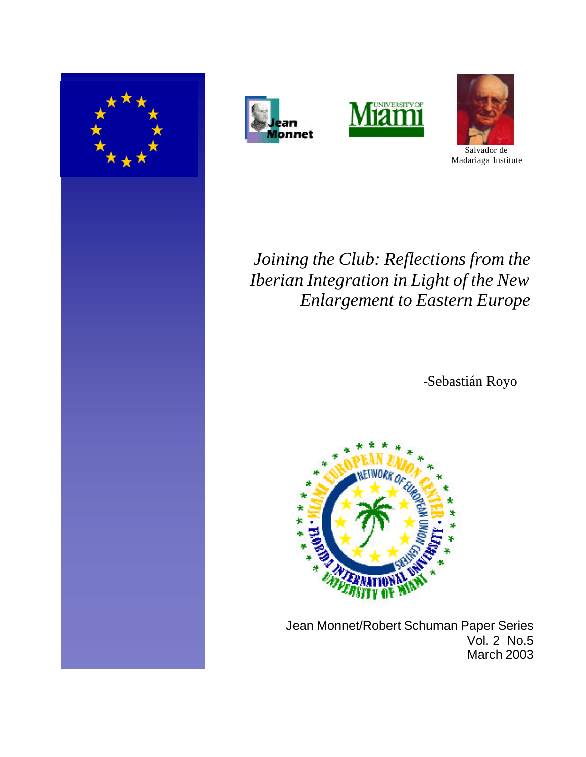Salvador de Madariaga Institute

# *Joining the Club: Reflections from the Iberian Integration in Light of the New Enlargement to Eastern Europe*

-Sebastián Royo

Jean Monnet/Robert Schuman Paper Series
Vol. 2 No.5
March 2003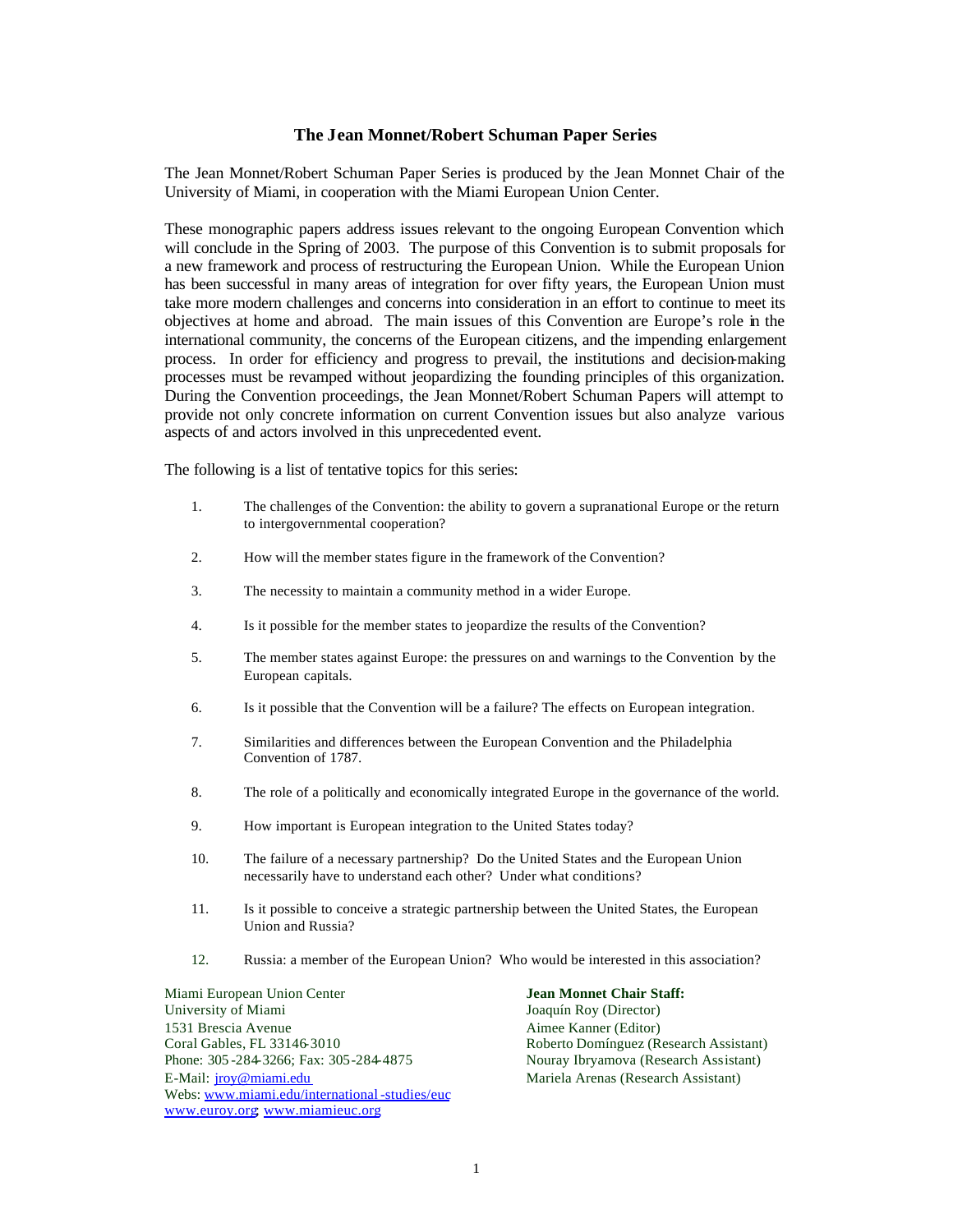# The Jean Monnet/Robert Schuman Paper Series

The Jean Monnet/Robert Schuman Paper Series is produced by the Jean Monnet Chair of the University of Miami, in cooperation with the Miami European Union Center.

These monographic papers address issues relevant to the ongoing European Convention which will conclude in the Spring of 2003. The purpose of this Convention is to submit proposals for a new framework and process of restructuring the European Union. While the European Union has been successful in many areas of integration for over fifty years, the European Union must take more modern challenges and concerns into consideration in an effort to continue to meet its objectives at home and abroad. The main issues of this Convention are Europe's role in the international community, the concerns of the European citizens, and the impending enlargement process. In order for efficiency and progress to prevail, the institutions and decision-making processes must be revamped without jeopardizing the founding principles of this organization. During the Convention proceedings, the Jean Monnet/Robert Schuman Papers will attempt to provide not only concrete information on current Convention issues but also analyze various aspects of and actors involved in this unprecedented event.

The following is a list of tentative topics for this series:

1. The challenges of the Convention: the ability to govern a supranational Europe or the return to intergovernmental cooperation?
2. How will the member states figure in the framework of the Convention?
3. The necessity to maintain a community method in a wider Europe.
4. Is it possible for the member states to jeopardize the results of the Convention?
5. The member states against Europe: the pressures on and warnings to the Convention by the European capitals.
6. Is it possible that the Convention will be a failure? The effects on European integration.
7. Similarities and differences between the European Convention and the Philadelphia Convention of 1787.
8. The role of a politically and economically integrated Europe in the governance of the world.
9. How important is European integration to the United States today?
10. The failure of a necessary partnership? Do the United States and the European Union necessarily have to understand each other? Under what conditions?
11. Is it possible to conceive a strategic partnership between the United States, the European Union and Russia?
12. Russia: a member of the European Union? Who would be interested in this association?

Miami European Union Center
University of Miami
1531 Brescia Avenue
Coral Gables, FL 33146-3010
Phone: 305-284-3266; Fax: 305-284-4875
E-Mail: jroy@miami.edu
Webs: www.miami.edu/international-studies/euc
www.euroy.org; www.miamieuc.org

**Jean Monnet Chair Staff:**
Joaquín Roy (Director)
Aimee Kanner (Editor)
Roberto Domínguez (Research Assistant)
Nouray Ibryamova (Research Assistant)
Mariela Arenas (Research Assistant)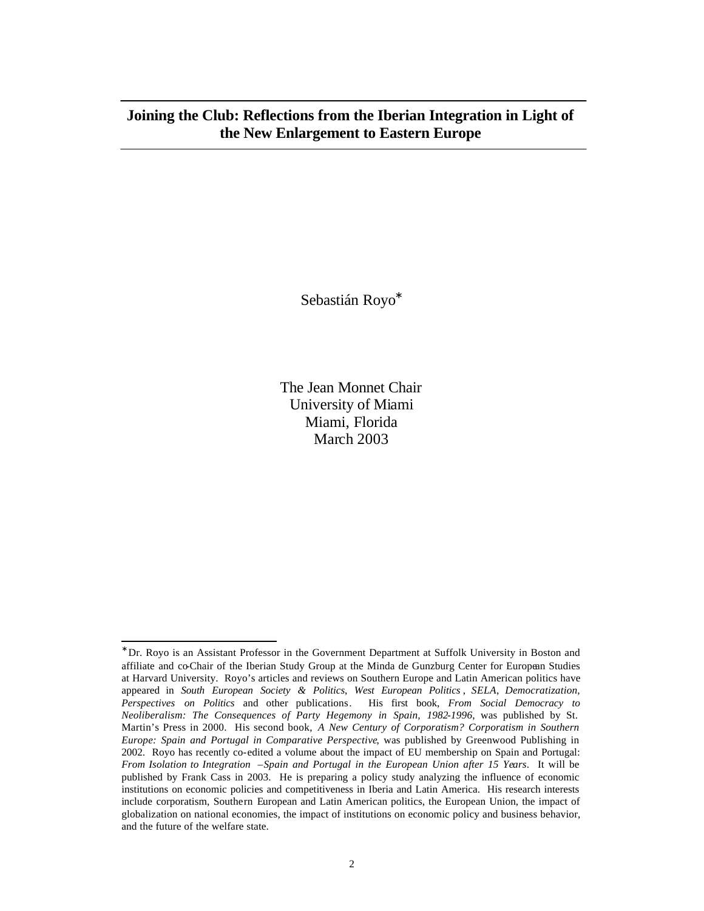# Joining the Club: Reflections from the Iberian Integration in Light of the New Enlargement to Eastern Europe

Sebastián Royo*

The Jean Monnet Chair
University of Miami
Miami, Florida
March 2003

---

* Dr. Royo is an Assistant Professor in the Government Department at Suffolk University in Boston and affiliate and co-Chair of the Iberian Study Group at the Minda de Gunzburg Center for European Studies at Harvard University. Royo's articles and reviews on Southern Europe and Latin American politics have appeared in *South European Society & Politics*, *West European Politics*, *SELA*, *Democratization*, *Perspectives on Politics* and other publications. His first book, *From Social Democracy to Neoliberalism: The Consequences of Party Hegemony in Spain, 1982-1996*, was published by St. Martin's Press in 2000. His second book, *A New Century of Corporatism? Corporatism in Southern Europe: Spain and Portugal in Comparative Perspective*, was published by Greenwood Publishing in 2002. Royo has recently co-edited a volume about the impact of EU membership on Spain and Portugal: *From Isolation to Integration –Spain and Portugal in the European Union after 15 Years*. It will be published by Frank Cass in 2003. He is preparing a policy study analyzing the influence of economic institutions on economic policies and competitiveness in Iberia and Latin America. His research interests include corporatism, Southern European and Latin American politics, the European Union, the impact of globalization on national economies, the impact of institutions on economic policy and business behavior, and the future of the welfare state.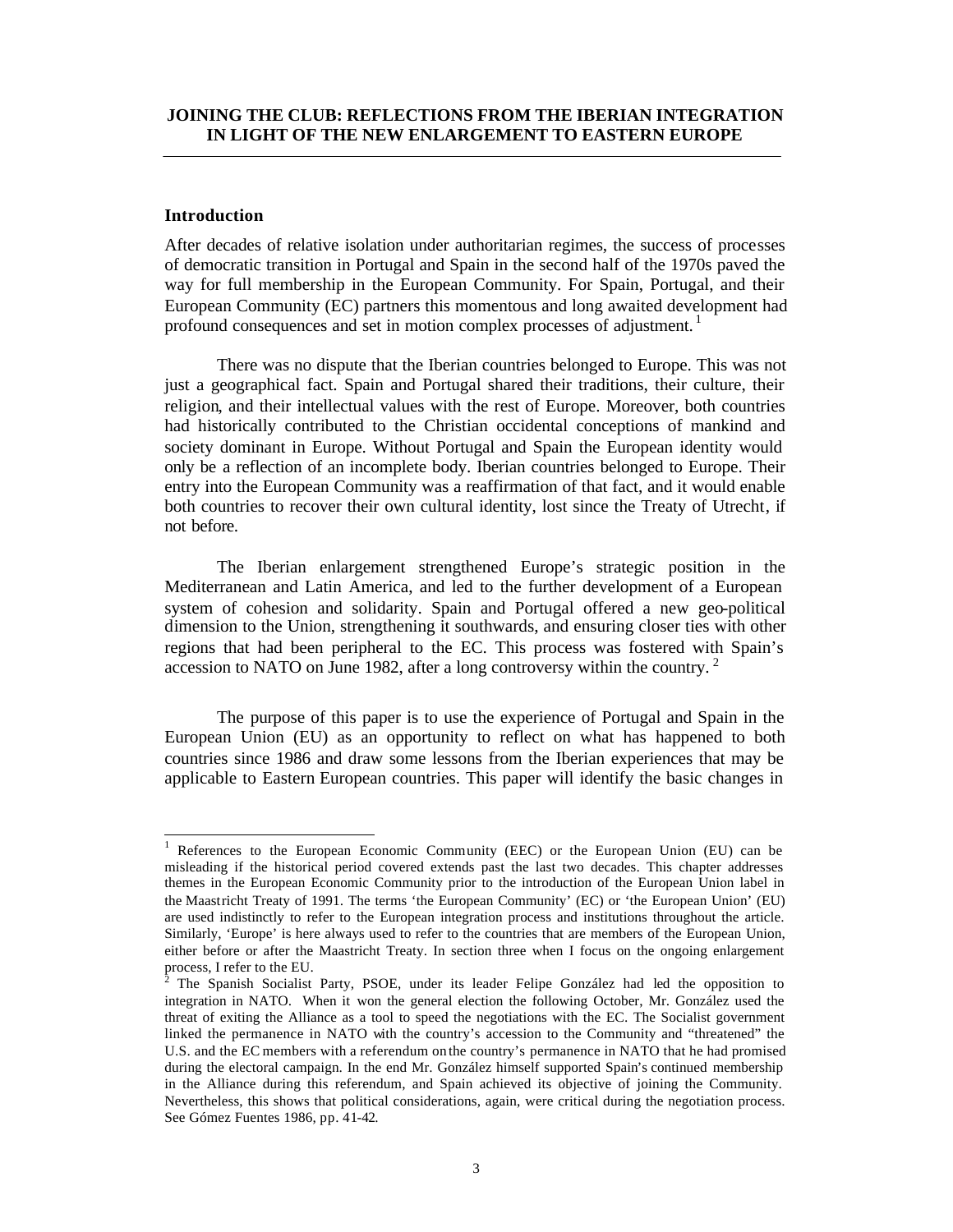**JOINING THE CLUB: REFLECTIONS FROM THE IBERIAN INTEGRATION IN LIGHT OF THE NEW ENLARGEMENT TO EASTERN EUROPE**

## Introduction

After decades of relative isolation under authoritarian regimes, the success of processes of democratic transition in Portugal and Spain in the second half of the 1970s paved the way for full membership in the European Community. For Spain, Portugal, and their European Community (EC) partners this momentous and long awaited development had profound consequences and set in motion complex processes of adjustment.[1]

There was no dispute that the Iberian countries belonged to Europe. This was not just a geographical fact. Spain and Portugal shared their traditions, their culture, their religion, and their intellectual values with the rest of Europe. Moreover, both countries had historically contributed to the Christian occidental conceptions of mankind and society dominant in Europe. Without Portugal and Spain the European identity would only be a reflection of an incomplete body. Iberian countries belonged to Europe. Their entry into the European Community was a reaffirmation of that fact, and it would enable both countries to recover their own cultural identity, lost since the Treaty of Utrecht, if not before.

The Iberian enlargement strengthened Europe's strategic position in the Mediterranean and Latin America, and led to the further development of a European system of cohesion and solidarity. Spain and Portugal offered a new geo-political dimension to the Union, strengthening it southwards, and ensuring closer ties with other regions that had been peripheral to the EC. This process was fostered with Spain's accession to NATO on June 1982, after a long controversy within the country.[2]

The purpose of this paper is to use the experience of Portugal and Spain in the European Union (EU) as an opportunity to reflect on what has happened to both countries since 1986 and draw some lessons from the Iberian experiences that may be applicable to Eastern European countries. This paper will identify the basic changes in

---

[1] References to the European Economic Community (EEC) or the European Union (EU) can be misleading if the historical period covered extends past the last two decades. This chapter addresses themes in the European Economic Community prior to the introduction of the European Union label in the Maastricht Treaty of 1991. The terms 'the European Community' (EC) or 'the European Union' (EU) are used indistinctly to refer to the European integration process and institutions throughout the article. Similarly, 'Europe' is here always used to refer to the countries that are members of the European Union, either before or after the Maastricht Treaty. In section three when I focus on the ongoing enlargement process, I refer to the EU.

[2] The Spanish Socialist Party, PSOE, under its leader Felipe González had led the opposition to integration in NATO. When it won the general election the following October, Mr. González used the threat of exiting the Alliance as a tool to speed the negotiations with the EC. The Socialist government linked the permanence in NATO with the country's accession to the Community and "threatened" the U.S. and the EC members with a referendum on the country's permanence in NATO that he had promised during the electoral campaign. In the end Mr. González himself supported Spain's continued membership in the Alliance during this referendum, and Spain achieved its objective of joining the Community. Nevertheless, this shows that political considerations, again, were critical during the negotiation process. See Gómez Fuentes 1986, pp. 41-42.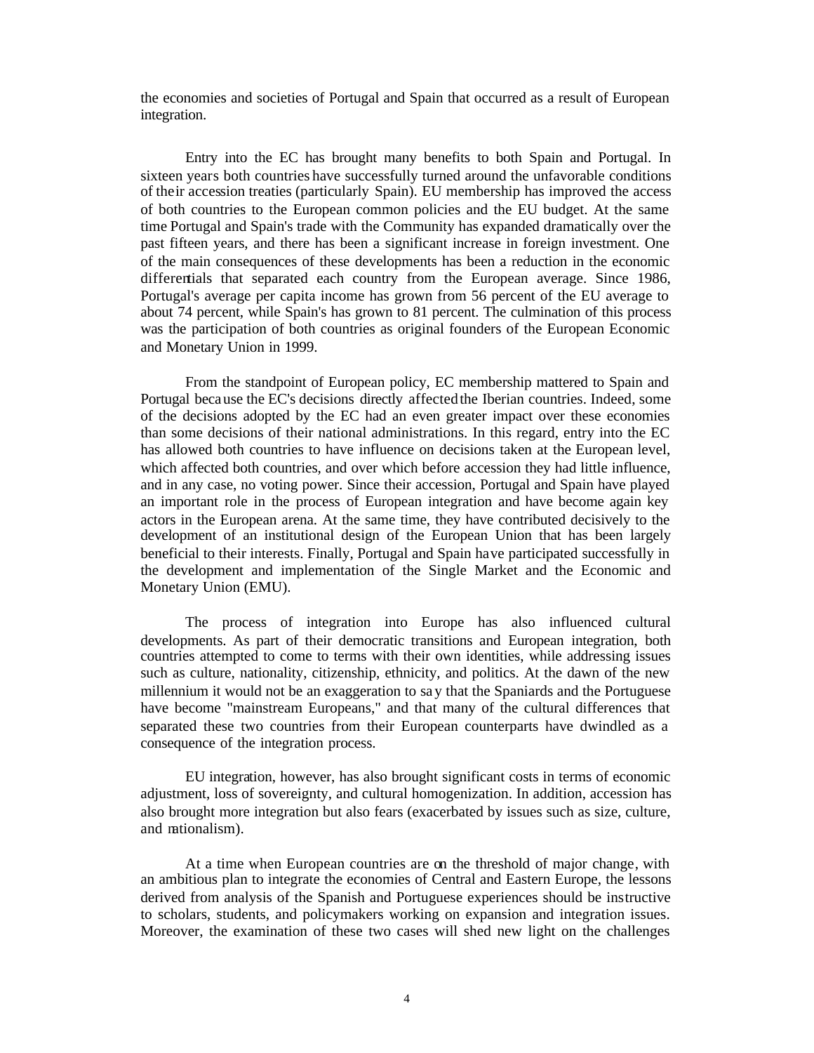the economies and societies of Portugal and Spain that occurred as a result of European integration.

Entry into the EC has brought many benefits to both Spain and Portugal. In sixteen years both countries have successfully turned around the unfavorable conditions of their accession treaties (particularly Spain). EU membership has improved the access of both countries to the European common policies and the EU budget. At the same time Portugal and Spain's trade with the Community has expanded dramatically over the past fifteen years, and there has been a significant increase in foreign investment. One of the main consequences of these developments has been a reduction in the economic differentials that separated each country from the European average. Since 1986, Portugal's average per capita income has grown from 56 percent of the EU average to about 74 percent, while Spain's has grown to 81 percent. The culmination of this process was the participation of both countries as original founders of the European Economic and Monetary Union in 1999.

From the standpoint of European policy, EC membership mattered to Spain and Portugal because the EC's decisions directly affected the Iberian countries. Indeed, some of the decisions adopted by the EC had an even greater impact over these economies than some decisions of their national administrations. In this regard, entry into the EC has allowed both countries to have influence on decisions taken at the European level, which affected both countries, and over which before accession they had little influence, and in any case, no voting power. Since their accession, Portugal and Spain have played an important role in the process of European integration and have become again key actors in the European arena. At the same time, they have contributed decisively to the development of an institutional design of the European Union that has been largely beneficial to their interests. Finally, Portugal and Spain have participated successfully in the development and implementation of the Single Market and the Economic and Monetary Union (EMU).

The process of integration into Europe has also influenced cultural developments. As part of their democratic transitions and European integration, both countries attempted to come to terms with their own identities, while addressing issues such as culture, nationality, citizenship, ethnicity, and politics. At the dawn of the new millennium it would not be an exaggeration to say that the Spaniards and the Portuguese have become "mainstream Europeans," and that many of the cultural differences that separated these two countries from their European counterparts have dwindled as a consequence of the integration process.

EU integration, however, has also brought significant costs in terms of economic adjustment, loss of sovereignty, and cultural homogenization. In addition, accession has also brought more integration but also fears (exacerbated by issues such as size, culture, and nationalism).

At a time when European countries are on the threshold of major change, with an ambitious plan to integrate the economies of Central and Eastern Europe, the lessons derived from analysis of the Spanish and Portuguese experiences should be instructive to scholars, students, and policymakers working on expansion and integration issues. Moreover, the examination of these two cases will shed new light on the challenges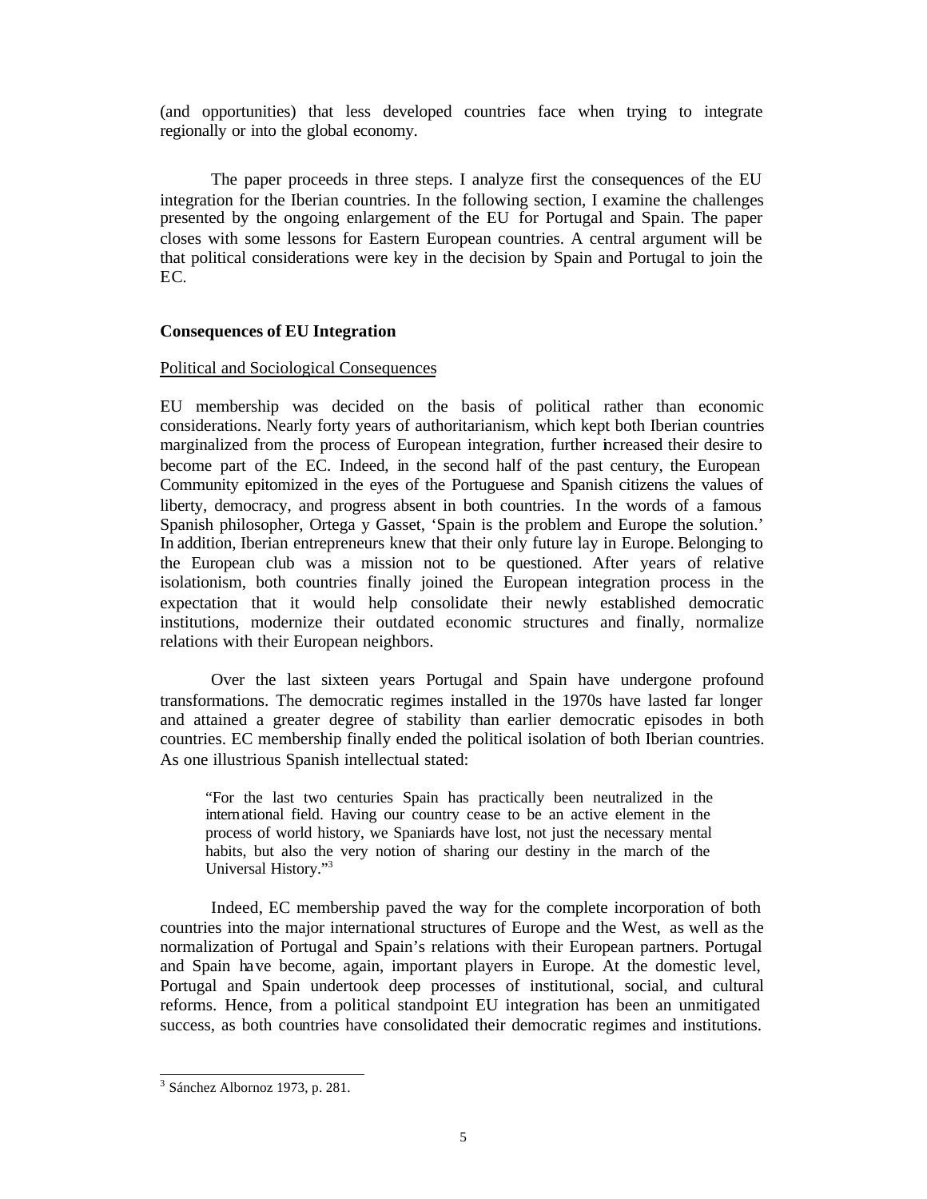(and opportunities) that less developed countries face when trying to integrate regionally or into the global economy.

The paper proceeds in three steps. I analyze first the consequences of the EU integration for the Iberian countries. In the following section, I examine the challenges presented by the ongoing enlargement of the EU for Portugal and Spain. The paper closes with some lessons for Eastern European countries. A central argument will be that political considerations were key in the decision by Spain and Portugal to join the EC.

**Consequences of EU Integration**

Political and Sociological Consequences

EU membership was decided on the basis of political rather than economic considerations. Nearly forty years of authoritarianism, which kept both Iberian countries marginalized from the process of European integration, further increased their desire to become part of the EC. Indeed, in the second half of the past century, the European Community epitomized in the eyes of the Portuguese and Spanish citizens the values of liberty, democracy, and progress absent in both countries. In the words of a famous Spanish philosopher, Ortega y Gasset, 'Spain is the problem and Europe the solution.' In addition, Iberian entrepreneurs knew that their only future lay in Europe. Belonging to the European club was a mission not to be questioned. After years of relative isolationism, both countries finally joined the European integration process in the expectation that it would help consolidate their newly established democratic institutions, modernize their outdated economic structures and finally, normalize relations with their European neighbors.

Over the last sixteen years Portugal and Spain have undergone profound transformations. The democratic regimes installed in the 1970s have lasted far longer and attained a greater degree of stability than earlier democratic episodes in both countries. EC membership finally ended the political isolation of both Iberian countries. As one illustrious Spanish intellectual stated:

> "For the last two centuries Spain has practically been neutralized in the international field. Having our country cease to be an active element in the process of world history, we Spaniards have lost, not just the necessary mental habits, but also the very notion of sharing our destiny in the march of the Universal History."[3]

Indeed, EC membership paved the way for the complete incorporation of both countries into the major international structures of Europe and the West, as well as the normalization of Portugal and Spain's relations with their European partners. Portugal and Spain have become, again, important players in Europe. At the domestic level, Portugal and Spain undertook deep processes of institutional, social, and cultural reforms. Hence, from a political standpoint EU integration has been an unmitigated success, as both countries have consolidated their democratic regimes and institutions.

[3] Sánchez Albornoz 1973, p. 281.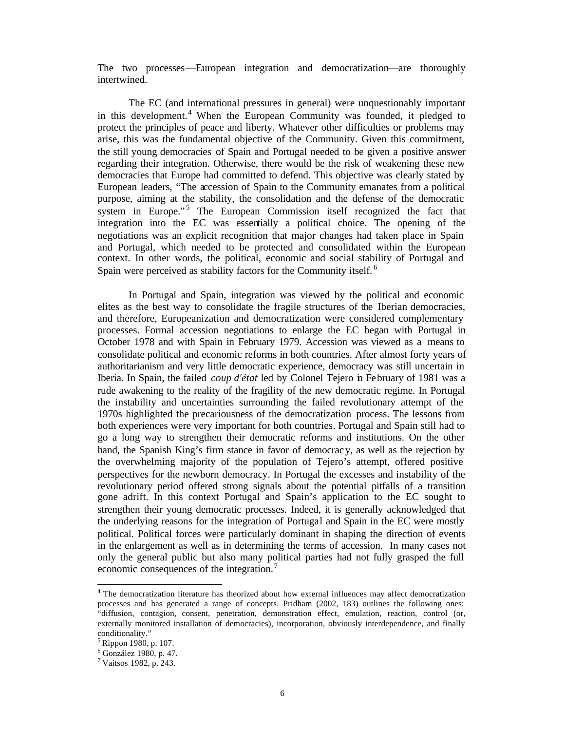The two processes—European integration and democratization—are thoroughly intertwined.

The EC (and international pressures in general) were unquestionably important in this development.[4] When the European Community was founded, it pledged to protect the principles of peace and liberty. Whatever other difficulties or problems may arise, this was the fundamental objective of the Community. Given this commitment, the still young democracies of Spain and Portugal needed to be given a positive answer regarding their integration. Otherwise, there would be the risk of weakening these new democracies that Europe had committed to defend. This objective was clearly stated by European leaders, "The accession of Spain to the Community emanates from a political purpose, aiming at the stability, the consolidation and the defense of the democratic system in Europe."[5] The European Commission itself recognized the fact that integration into the EC was essentially a political choice. The opening of the negotiations was an explicit recognition that major changes had taken place in Spain and Portugal, which needed to be protected and consolidated within the European context. In other words, the political, economic and social stability of Portugal and Spain were perceived as stability factors for the Community itself.[6]

In Portugal and Spain, integration was viewed by the political and economic elites as the best way to consolidate the fragile structures of the Iberian democracies, and therefore, Europeanization and democratization were considered complementary processes. Formal accession negotiations to enlarge the EC began with Portugal in October 1978 and with Spain in February 1979. Accession was viewed as a means to consolidate political and economic reforms in both countries. After almost forty years of authoritarianism and very little democratic experience, democracy was still uncertain in Iberia. In Spain, the failed *coup d'état* led by Colonel Tejero in February of 1981 was a rude awakening to the reality of the fragility of the new democratic regime. In Portugal the instability and uncertainties surrounding the failed revolutionary attempt of the 1970s highlighted the precariousness of the democratization process. The lessons from both experiences were very important for both countries. Portugal and Spain still had to go a long way to strengthen their democratic reforms and institutions. On the other hand, the Spanish King's firm stance in favor of democracy, as well as the rejection by the overwhelming majority of the population of Tejero's attempt, offered positive perspectives for the newborn democracy. In Portugal the excesses and instability of the revolutionary period offered strong signals about the potential pitfalls of a transition gone adrift. In this context Portugal and Spain's application to the EC sought to strengthen their young democratic processes. Indeed, it is generally acknowledged that the underlying reasons for the integration of Portugal and Spain in the EC were mostly political. Political forces were particularly dominant in shaping the direction of events in the enlargement as well as in determining the terms of accession. In many cases not only the general public but also many political parties had not fully grasped the full economic consequences of the integration.[7]

---

[4] The democratization literature has theorized about how external influences may affect democratization processes and has generated a range of concepts. Pridham (2002, 183) outlines the following ones: "diffusion, contagion, consent, penetration, demonstration effect, emulation, reaction, control (or, externally monitored installation of democracies), incorporation, obviously interdependence, and finally conditionality."

[5] Rippon 1980, p. 107.

[6] González 1980, p. 47.

[7] Vaitsos 1982, p. 243.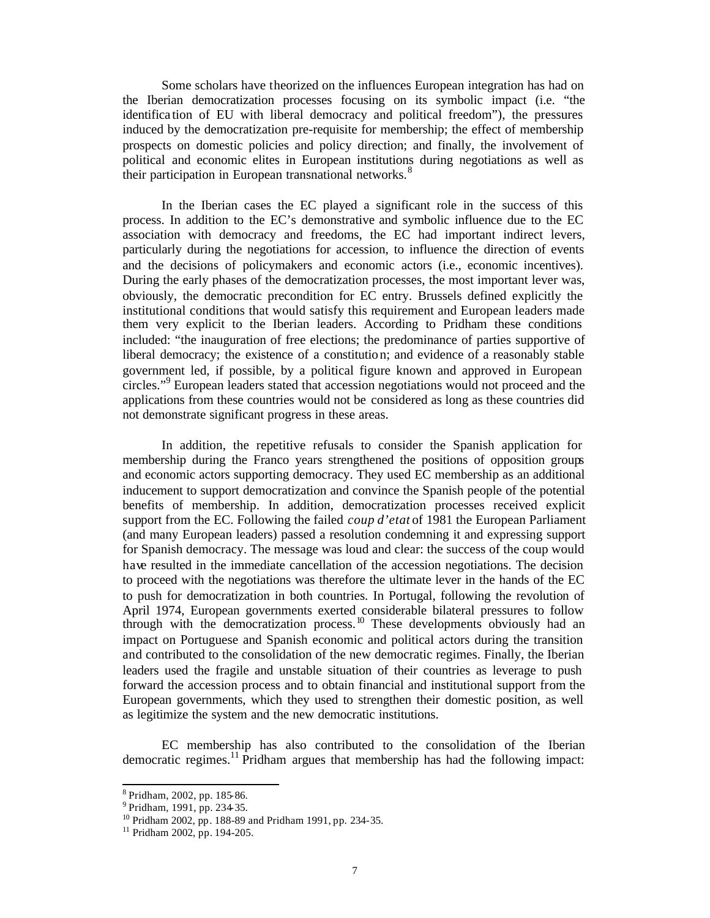Some scholars have theorized on the influences European integration has had on the Iberian democratization processes focusing on its symbolic impact (i.e. "the identification of EU with liberal democracy and political freedom"), the pressures induced by the democratization pre-requisite for membership; the effect of membership prospects on domestic policies and policy direction; and finally, the involvement of political and economic elites in European institutions during negotiations as well as their participation in European transnational networks.[8]

In the Iberian cases the EC played a significant role in the success of this process. In addition to the EC's demonstrative and symbolic influence due to the EC association with democracy and freedoms, the EC had important indirect levers, particularly during the negotiations for accession, to influence the direction of events and the decisions of policymakers and economic actors (i.e., economic incentives). During the early phases of the democratization processes, the most important lever was, obviously, the democratic precondition for EC entry. Brussels defined explicitly the institutional conditions that would satisfy this requirement and European leaders made them very explicit to the Iberian leaders. According to Pridham these conditions included: "the inauguration of free elections; the predominance of parties supportive of liberal democracy; the existence of a constitution; and evidence of a reasonably stable government led, if possible, by a political figure known and approved in European circles."[9] European leaders stated that accession negotiations would not proceed and the applications from these countries would not be considered as long as these countries did not demonstrate significant progress in these areas.

In addition, the repetitive refusals to consider the Spanish application for membership during the Franco years strengthened the positions of opposition groups and economic actors supporting democracy. They used EC membership as an additional inducement to support democratization and convince the Spanish people of the potential benefits of membership. In addition, democratization processes received explicit support from the EC. Following the failed *coup d'etat* of 1981 the European Parliament (and many European leaders) passed a resolution condemning it and expressing support for Spanish democracy. The message was loud and clear: the success of the coup would have resulted in the immediate cancellation of the accession negotiations. The decision to proceed with the negotiations was therefore the ultimate lever in the hands of the EC to push for democratization in both countries. In Portugal, following the revolution of April 1974, European governments exerted considerable bilateral pressures to follow through with the democratization process.[10] These developments obviously had an impact on Portuguese and Spanish economic and political actors during the transition and contributed to the consolidation of the new democratic regimes. Finally, the Iberian leaders used the fragile and unstable situation of their countries as leverage to push forward the accession process and to obtain financial and institutional support from the European governments, which they used to strengthen their domestic position, as well as legitimize the system and the new democratic institutions.

EC membership has also contributed to the consolidation of the Iberian democratic regimes.[11] Pridham argues that membership has had the following impact:

---

[8] Pridham, 2002, pp. 185-86.

[9] Pridham, 1991, pp. 234-35.

[10] Pridham 2002, pp. 188-89 and Pridham 1991, pp. 234-35.

[11] Pridham 2002, pp. 194-205.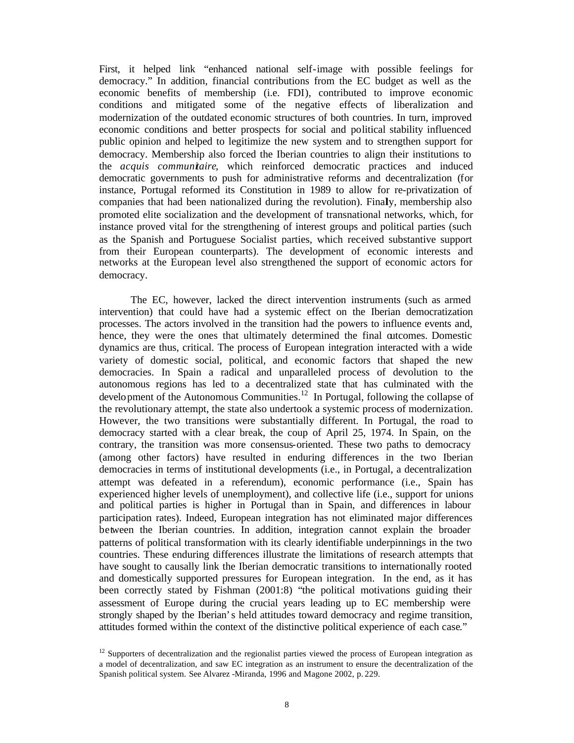First, it helped link "enhanced national self-image with possible feelings for democracy." In addition, financial contributions from the EC budget as well as the economic benefits of membership (i.e. FDI), contributed to improve economic conditions and mitigated some of the negative effects of liberalization and modernization of the outdated economic structures of both countries. In turn, improved economic conditions and better prospects for social and political stability influenced public opinion and helped to legitimize the new system and to strengthen support for democracy. Membership also forced the Iberian countries to align their institutions to the *acquis communitaire*, which reinforced democratic practices and induced democratic governments to push for administrative reforms and decentralization (for instance, Portugal reformed its Constitution in 1989 to allow for re-privatization of companies that had been nationalized during the revolution). Finally, membership also promoted elite socialization and the development of transnational networks, which, for instance proved vital for the strengthening of interest groups and political parties (such as the Spanish and Portuguese Socialist parties, which received substantive support from their European counterparts). The development of economic interests and networks at the European level also strengthened the support of economic actors for democracy.

The EC, however, lacked the direct intervention instruments (such as armed intervention) that could have had a systemic effect on the Iberian democratization processes. The actors involved in the transition had the powers to influence events and, hence, they were the ones that ultimately determined the final outcomes. Domestic dynamics are thus, critical. The process of European integration interacted with a wide variety of domestic social, political, and economic factors that shaped the new democracies. In Spain a radical and unparalleled process of devolution to the autonomous regions has led to a decentralized state that has culminated with the development of the Autonomous Communities.[12] In Portugal, following the collapse of the revolutionary attempt, the state also undertook a systemic process of modernization. However, the two transitions were substantially different. In Portugal, the road to democracy started with a clear break, the coup of April 25, 1974. In Spain, on the contrary, the transition was more consensus-oriented. These two paths to democracy (among other factors) have resulted in enduring differences in the two Iberian democracies in terms of institutional developments (i.e., in Portugal, a decentralization attempt was defeated in a referendum), economic performance (i.e., Spain has experienced higher levels of unemployment), and collective life (i.e., support for unions and political parties is higher in Portugal than in Spain, and differences in labour participation rates). Indeed, European integration has not eliminated major differences between the Iberian countries. In addition, integration cannot explain the broader patterns of political transformation with its clearly identifiable underpinnings in the two countries. These enduring differences illustrate the limitations of research attempts that have sought to causally link the Iberian democratic transitions to internationally rooted and domestically supported pressures for European integration. In the end, as it has been correctly stated by Fishman (2001:8) "the political motivations guiding their assessment of Europe during the crucial years leading up to EC membership were strongly shaped by the Iberian's held attitudes toward democracy and regime transition, attitudes formed within the context of the distinctive political experience of each case."

[12] Supporters of decentralization and the regionalist parties viewed the process of European integration as a model of decentralization, and saw EC integration as an instrument to ensure the decentralization of the Spanish political system. See Alvarez-Miranda, 1996 and Magone 2002, p. 229.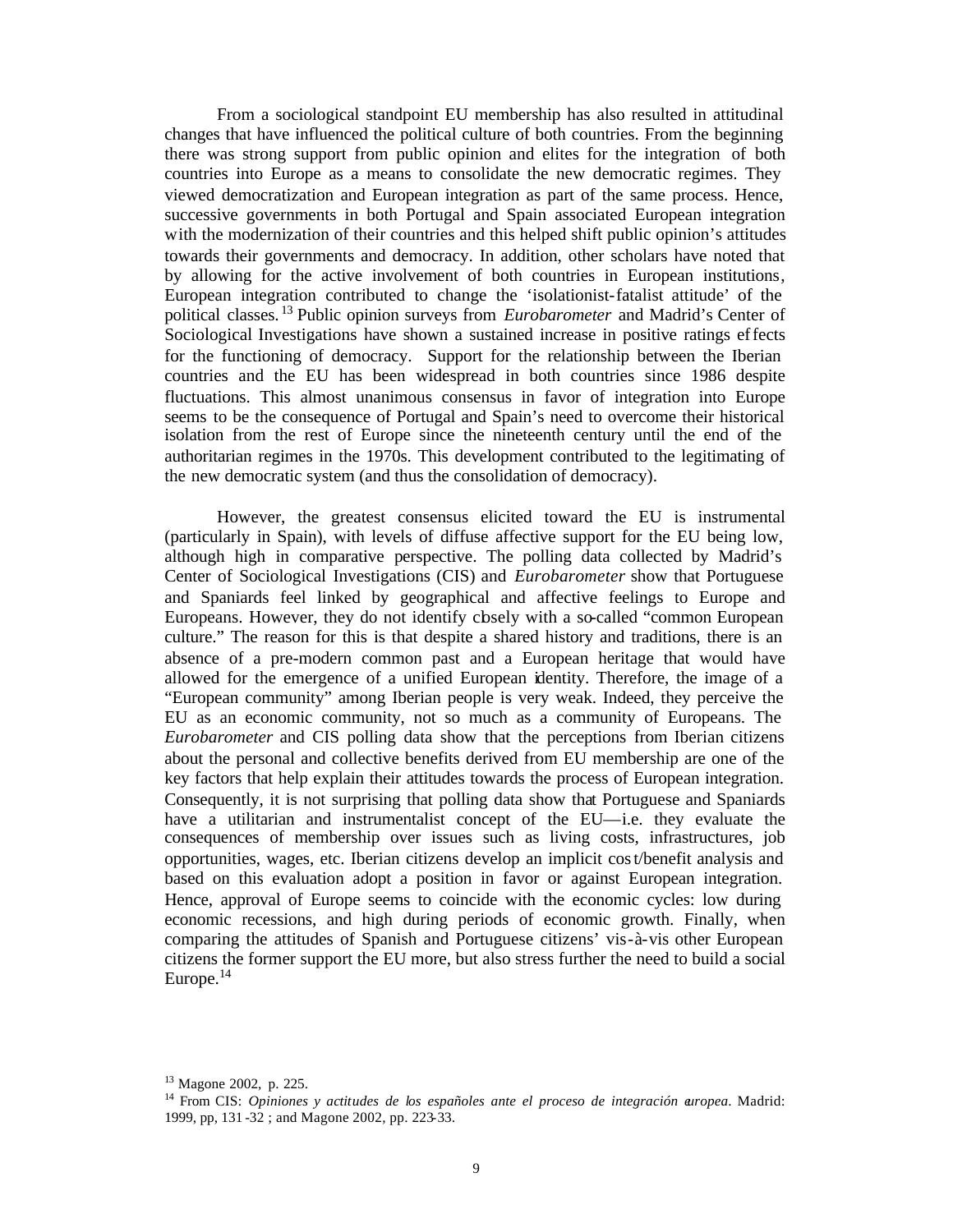From a sociological standpoint EU membership has also resulted in attitudinal changes that have influenced the political culture of both countries. From the beginning there was strong support from public opinion and elites for the integration of both countries into Europe as a means to consolidate the new democratic regimes. They viewed democratization and European integration as part of the same process. Hence, successive governments in both Portugal and Spain associated European integration with the modernization of their countries and this helped shift public opinion's attitudes towards their governments and democracy. In addition, other scholars have noted that by allowing for the active involvement of both countries in European institutions, European integration contributed to change the 'isolationist-fatalist attitude' of the political classes.[13] Public opinion surveys from *Eurobarometer* and Madrid's Center of Sociological Investigations have shown a sustained increase in positive ratings effects for the functioning of democracy. Support for the relationship between the Iberian countries and the EU has been widespread in both countries since 1986 despite fluctuations. This almost unanimous consensus in favor of integration into Europe seems to be the consequence of Portugal and Spain's need to overcome their historical isolation from the rest of Europe since the nineteenth century until the end of the authoritarian regimes in the 1970s. This development contributed to the legitimating of the new democratic system (and thus the consolidation of democracy).

However, the greatest consensus elicited toward the EU is instrumental (particularly in Spain), with levels of diffuse affective support for the EU being low, although high in comparative perspective. The polling data collected by Madrid's Center of Sociological Investigations (CIS) and *Eurobarometer* show that Portuguese and Spaniards feel linked by geographical and affective feelings to Europe and Europeans. However, they do not identify closely with a so-called "common European culture." The reason for this is that despite a shared history and traditions, there is an absence of a pre-modern common past and a European heritage that would have allowed for the emergence of a unified European identity. Therefore, the image of a "European community" among Iberian people is very weak. Indeed, they perceive the EU as an economic community, not so much as a community of Europeans. The *Eurobarometer* and CIS polling data show that the perceptions from Iberian citizens about the personal and collective benefits derived from EU membership are one of the key factors that help explain their attitudes towards the process of European integration. Consequently, it is not surprising that polling data show that Portuguese and Spaniards have a utilitarian and instrumentalist concept of the EU—i.e. they evaluate the consequences of membership over issues such as living costs, infrastructures, job opportunities, wages, etc. Iberian citizens develop an implicit cost/benefit analysis and based on this evaluation adopt a position in favor or against European integration. Hence, approval of Europe seems to coincide with the economic cycles: low during economic recessions, and high during periods of economic growth. Finally, when comparing the attitudes of Spanish and Portuguese citizens' vis-à-vis other European citizens the former support the EU more, but also stress further the need to build a social Europe.[14]

---

[13] Magone 2002, p. 225.

[14] From CIS: *Opiniones y actitudes de los españoles ante el proceso de integración europea*. Madrid: 1999, pp, 131-32 ; and Magone 2002, pp. 223-33.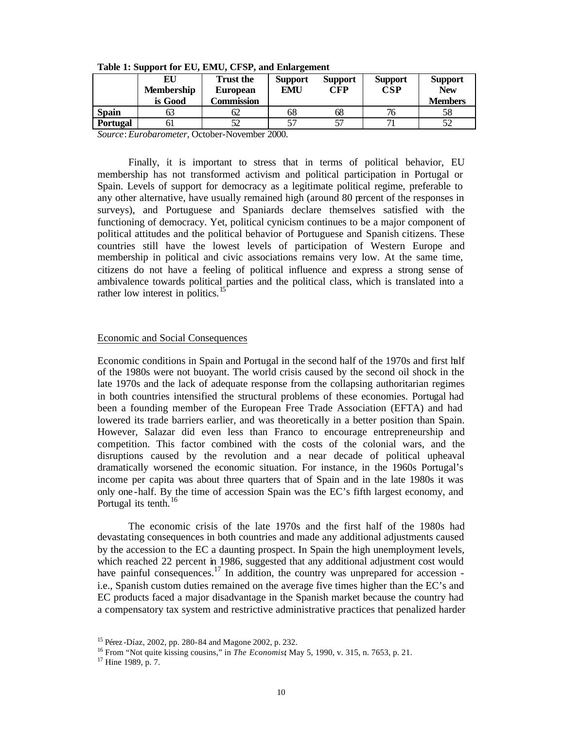**Table 1: Support for EU, EMU, CFSP, and Enlargement**

| | EU Membership is Good | Trust the European Commission | Support EMU | Support CFP | Support CSP | Support New Members |
|---|---|---|---|---|---|---|
| **Spain** | 63 | 62 | 68 | 68 | 76 | 58 |
| **Portugal** | 61 | 52 | 57 | 57 | 71 | 52 |

*Source*: *Eurobarometer,* October-November 2000.

Finally, it is important to stress that in terms of political behavior, EU membership has not transformed activism and political participation in Portugal or Spain. Levels of support for democracy as a legitimate political regime, preferable to any other alternative, have usually remained high (around 80 percent of the responses in surveys), and Portuguese and Spaniards declare themselves satisfied with the functioning of democracy. Yet, political cynicism continues to be a major component of political attitudes and the political behavior of Portuguese and Spanish citizens. These countries still have the lowest levels of participation of Western Europe and membership in political and civic associations remains very low. At the same time, citizens do not have a feeling of political influence and express a strong sense of ambivalence towards political parties and the political class, which is translated into a rather low interest in politics.[15]

## Economic and Social Consequences

Economic conditions in Spain and Portugal in the second half of the 1970s and first half of the 1980s were not buoyant. The world crisis caused by the second oil shock in the late 1970s and the lack of adequate response from the collapsing authoritarian regimes in both countries intensified the structural problems of these economies. Portugal had been a founding member of the European Free Trade Association (EFTA) and had lowered its trade barriers earlier, and was theoretically in a better position than Spain. However, Salazar did even less than Franco to encourage entrepreneurship and competition. This factor combined with the costs of the colonial wars, and the disruptions caused by the revolution and a near decade of political upheaval dramatically worsened the economic situation. For instance, in the 1960s Portugal's income per capita was about three quarters that of Spain and in the late 1980s it was only one-half. By the time of accession Spain was the EC's fifth largest economy, and Portugal its tenth.[16]

The economic crisis of the late 1970s and the first half of the 1980s had devastating consequences in both countries and made any additional adjustments caused by the accession to the EC a daunting prospect. In Spain the high unemployment levels, which reached 22 percent in 1986, suggested that any additional adjustment cost would have painful consequences.[17] In addition, the country was unprepared for accession - i.e., Spanish custom duties remained on the average five times higher than the EC's and EC products faced a major disadvantage in the Spanish market because the country had a compensatory tax system and restrictive administrative practices that penalized harder

[15] Pérez-Díaz, 2002, pp. 280-84 and Magone 2002, p. 232.

[16] From "Not quite kissing cousins," in *The Economist*, May 5, 1990, v. 315, n. 7653, p. 21.

[17] Hine 1989, p. 7.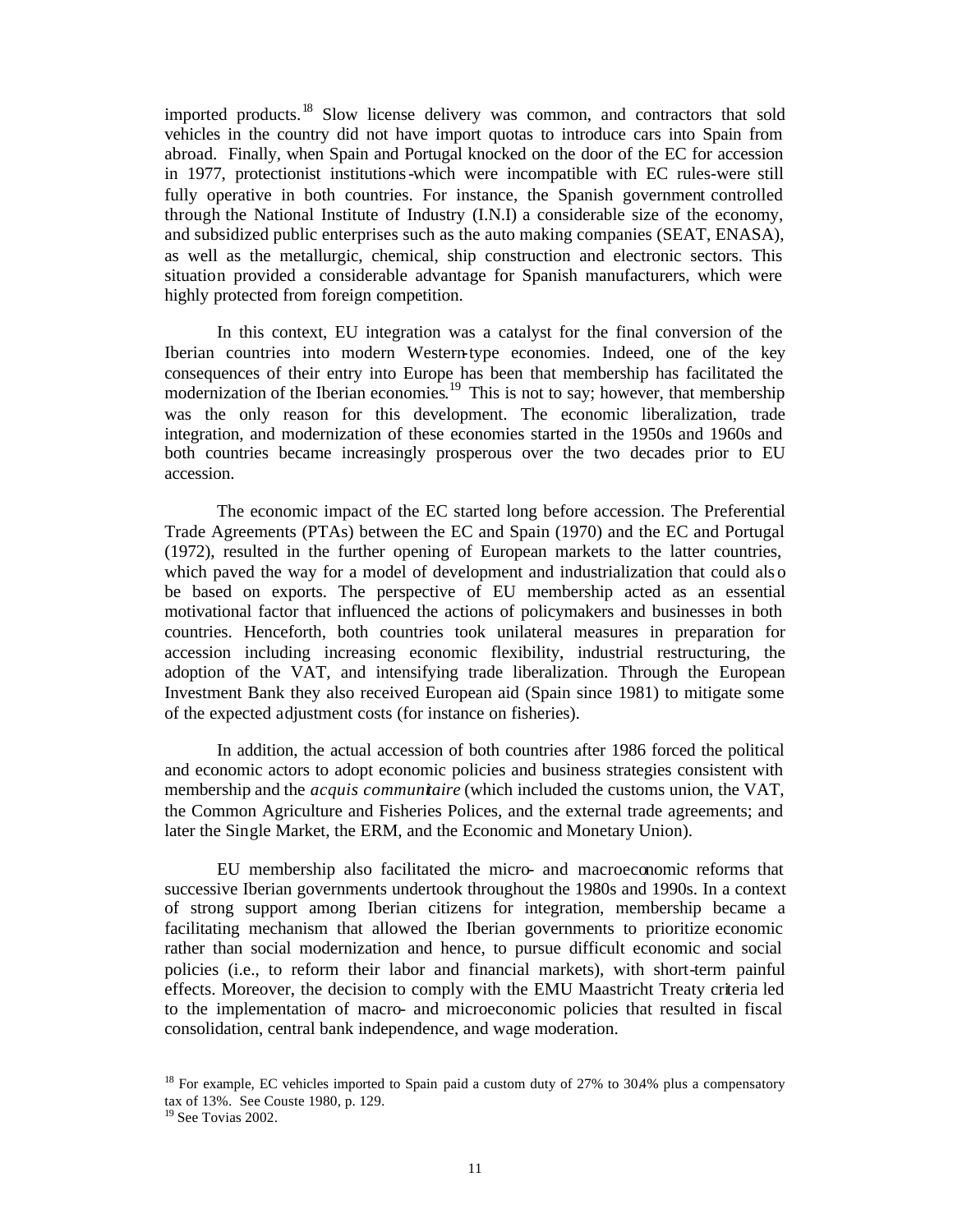imported products.[18] Slow license delivery was common, and contractors that sold vehicles in the country did not have import quotas to introduce cars into Spain from abroad. Finally, when Spain and Portugal knocked on the door of the EC for accession in 1977, protectionist institutions-which were incompatible with EC rules-were still fully operative in both countries. For instance, the Spanish government controlled through the National Institute of Industry (I.N.I) a considerable size of the economy, and subsidized public enterprises such as the auto making companies (SEAT, ENASA), as well as the metallurgic, chemical, ship construction and electronic sectors. This situation provided a considerable advantage for Spanish manufacturers, which were highly protected from foreign competition.

In this context, EU integration was a catalyst for the final conversion of the Iberian countries into modern Western-type economies. Indeed, one of the key consequences of their entry into Europe has been that membership has facilitated the modernization of the Iberian economies.[19] This is not to say; however, that membership was the only reason for this development. The economic liberalization, trade integration, and modernization of these economies started in the 1950s and 1960s and both countries became increasingly prosperous over the two decades prior to EU accession.

The economic impact of the EC started long before accession. The Preferential Trade Agreements (PTAs) between the EC and Spain (1970) and the EC and Portugal (1972), resulted in the further opening of European markets to the latter countries, which paved the way for a model of development and industrialization that could also be based on exports. The perspective of EU membership acted as an essential motivational factor that influenced the actions of policymakers and businesses in both countries. Henceforth, both countries took unilateral measures in preparation for accession including increasing economic flexibility, industrial restructuring, the adoption of the VAT, and intensifying trade liberalization. Through the European Investment Bank they also received European aid (Spain since 1981) to mitigate some of the expected adjustment costs (for instance on fisheries).

In addition, the actual accession of both countries after 1986 forced the political and economic actors to adopt economic policies and business strategies consistent with membership and the *acquis communitaire* (which included the customs union, the VAT, the Common Agriculture and Fisheries Polices, and the external trade agreements; and later the Single Market, the ERM, and the Economic and Monetary Union).

EU membership also facilitated the micro- and macroeconomic reforms that successive Iberian governments undertook throughout the 1980s and 1990s. In a context of strong support among Iberian citizens for integration, membership became a facilitating mechanism that allowed the Iberian governments to prioritize economic rather than social modernization and hence, to pursue difficult economic and social policies (i.e., to reform their labor and financial markets), with short-term painful effects. Moreover, the decision to comply with the EMU Maastricht Treaty criteria led to the implementation of macro- and microeconomic policies that resulted in fiscal consolidation, central bank independence, and wage moderation.

[18] For example, EC vehicles imported to Spain paid a custom duty of 27% to 30.4% plus a compensatory tax of 13%. See Couste 1980, p. 129.

[19] See Tovias 2002.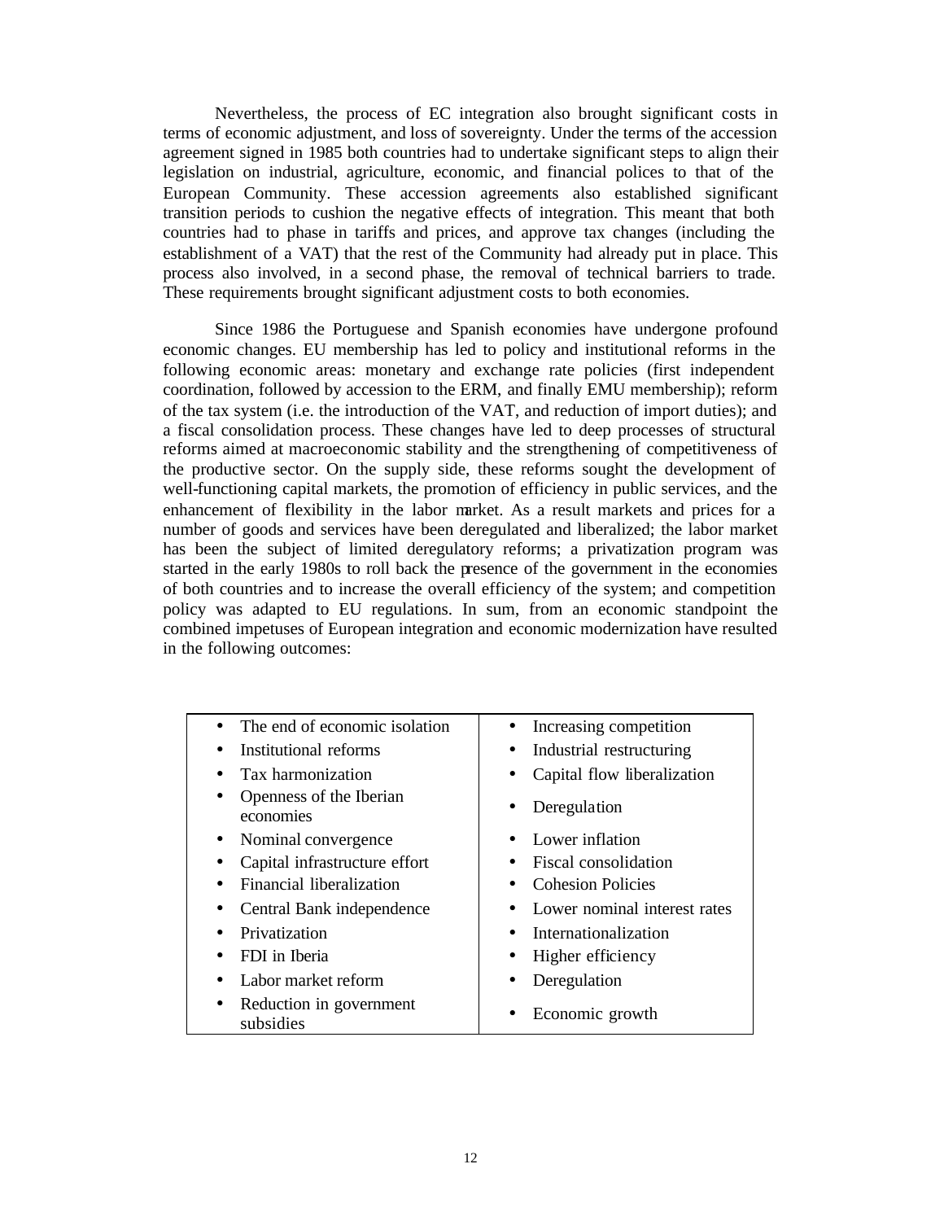Nevertheless, the process of EC integration also brought significant costs in terms of economic adjustment, and loss of sovereignty. Under the terms of the accession agreement signed in 1985 both countries had to undertake significant steps to align their legislation on industrial, agriculture, economic, and financial polices to that of the European Community. These accession agreements also established significant transition periods to cushion the negative effects of integration. This meant that both countries had to phase in tariffs and prices, and approve tax changes (including the establishment of a VAT) that the rest of the Community had already put in place. This process also involved, in a second phase, the removal of technical barriers to trade. These requirements brought significant adjustment costs to both economies.

Since 1986 the Portuguese and Spanish economies have undergone profound economic changes. EU membership has led to policy and institutional reforms in the following economic areas: monetary and exchange rate policies (first independent coordination, followed by accession to the ERM, and finally EMU membership); reform of the tax system (i.e. the introduction of the VAT, and reduction of import duties); and a fiscal consolidation process. These changes have led to deep processes of structural reforms aimed at macroeconomic stability and the strengthening of competitiveness of the productive sector. On the supply side, these reforms sought the development of well-functioning capital markets, the promotion of efficiency in public services, and the enhancement of flexibility in the labor market. As a result markets and prices for a number of goods and services have been deregulated and liberalized; the labor market has been the subject of limited deregulatory reforms; a privatization program was started in the early 1980s to roll back the presence of the government in the economies of both countries and to increase the overall efficiency of the system; and competition policy was adapted to EU regulations. In sum, from an economic standpoint the combined impetuses of European integration and economic modernization have resulted in the following outcomes:

| | |
|---|---|
| • The end of economic isolation | • Increasing competition |
| • Institutional reforms | • Industrial restructuring |
| • Tax harmonization | • Capital flow liberalization |
| • Openness of the Iberian economies | • Deregulation |
| • Nominal convergence | • Lower inflation |
| • Capital infrastructure effort | • Fiscal consolidation |
| • Financial liberalization | • Cohesion Policies |
| • Central Bank independence | • Lower nominal interest rates |
| • Privatization | • Internationalization |
| • FDI in Iberia | • Higher efficiency |
| • Labor market reform | • Deregulation |
| • Reduction in government subsidies | • Economic growth |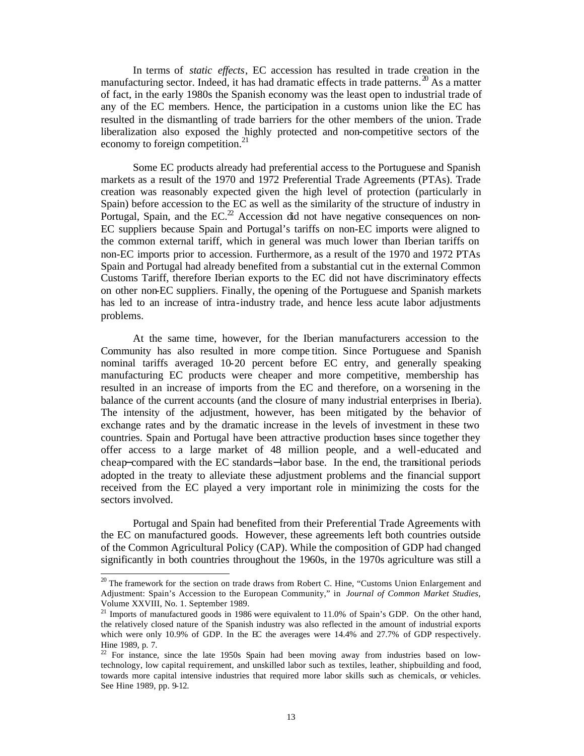In terms of *static effects*, EC accession has resulted in trade creation in the manufacturing sector. Indeed, it has had dramatic effects in trade patterns.[20] As a matter of fact, in the early 1980s the Spanish economy was the least open to industrial trade of any of the EC members. Hence, the participation in a customs union like the EC has resulted in the dismantling of trade barriers for the other members of the union. Trade liberalization also exposed the highly protected and non-competitive sectors of the economy to foreign competition.[21]

Some EC products already had preferential access to the Portuguese and Spanish markets as a result of the 1970 and 1972 Preferential Trade Agreements (PTAs). Trade creation was reasonably expected given the high level of protection (particularly in Spain) before accession to the EC as well as the similarity of the structure of industry in Portugal, Spain, and the EC.[22] Accession did not have negative consequences on non-EC suppliers because Spain and Portugal's tariffs on non-EC imports were aligned to the common external tariff, which in general was much lower than Iberian tariffs on non-EC imports prior to accession. Furthermore, as a result of the 1970 and 1972 PTAs Spain and Portugal had already benefited from a substantial cut in the external Common Customs Tariff, therefore Iberian exports to the EC did not have discriminatory effects on other non-EC suppliers. Finally, the opening of the Portuguese and Spanish markets has led to an increase of intra-industry trade, and hence less acute labor adjustments problems.

At the same time, however, for the Iberian manufacturers accession to the Community has also resulted in more competition. Since Portuguese and Spanish nominal tariffs averaged 10-20 percent before EC entry, and generally speaking manufacturing EC products were cheaper and more competitive, membership has resulted in an increase of imports from the EC and therefore, on a worsening in the balance of the current accounts (and the closure of many industrial enterprises in Iberia). The intensity of the adjustment, however, has been mitigated by the behavior of exchange rates and by the dramatic increase in the levels of investment in these two countries. Spain and Portugal have been attractive production bases since together they offer access to a large market of 48 million people, and a well-educated and cheap—compared with the EC standards—labor base. In the end, the transitional periods adopted in the treaty to alleviate these adjustment problems and the financial support received from the EC played a very important role in minimizing the costs for the sectors involved.

Portugal and Spain had benefited from their Preferential Trade Agreements with the EC on manufactured goods. However, these agreements left both countries outside of the Common Agricultural Policy (CAP). While the composition of GDP had changed significantly in both countries throughout the 1960s, in the 1970s agriculture was still a

---

[20] The framework for the section on trade draws from Robert C. Hine, "Customs Union Enlargement and Adjustment: Spain's Accession to the European Community," in *Journal of Common Market Studies*, Volume XXVIII, No. 1. September 1989.

[21] Imports of manufactured goods in 1986 were equivalent to 11.0% of Spain's GDP. On the other hand, the relatively closed nature of the Spanish industry was also reflected in the amount of industrial exports which were only 10.9% of GDP. In the EC the averages were 14.4% and 27.7% of GDP respectively. Hine 1989, p. 7.

[22] For instance, since the late 1950s Spain had been moving away from industries based on low-technology, low capital requirement, and unskilled labor such as textiles, leather, shipbuilding and food, towards more capital intensive industries that required more labor skills such as chemicals, or vehicles. See Hine 1989, pp. 9-12.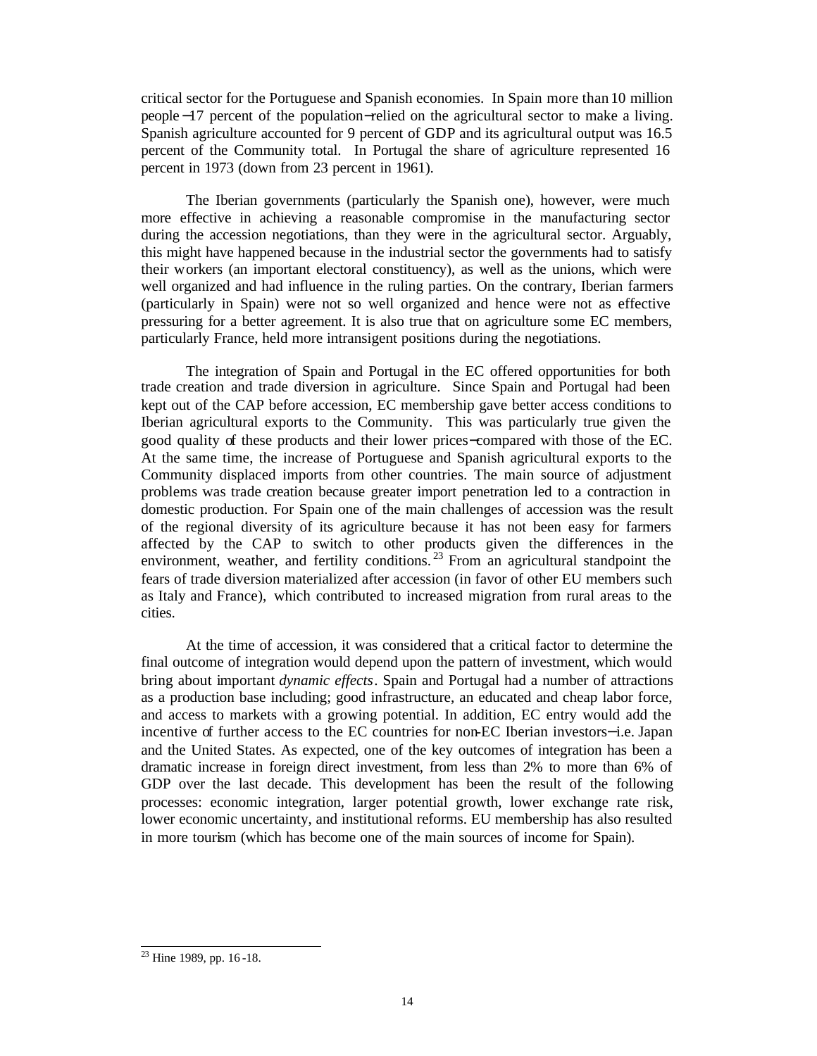critical sector for the Portuguese and Spanish economies. In Spain more than 10 million people−17 percent of the population−relied on the agricultural sector to make a living. Spanish agriculture accounted for 9 percent of GDP and its agricultural output was 16.5 percent of the Community total. In Portugal the share of agriculture represented 16 percent in 1973 (down from 23 percent in 1961).

The Iberian governments (particularly the Spanish one), however, were much more effective in achieving a reasonable compromise in the manufacturing sector during the accession negotiations, than they were in the agricultural sector. Arguably, this might have happened because in the industrial sector the governments had to satisfy their workers (an important electoral constituency), as well as the unions, which were well organized and had influence in the ruling parties. On the contrary, Iberian farmers (particularly in Spain) were not so well organized and hence were not as effective pressuring for a better agreement. It is also true that on agriculture some EC members, particularly France, held more intransigent positions during the negotiations.

The integration of Spain and Portugal in the EC offered opportunities for both trade creation and trade diversion in agriculture. Since Spain and Portugal had been kept out of the CAP before accession, EC membership gave better access conditions to Iberian agricultural exports to the Community. This was particularly true given the good quality of these products and their lower prices−compared with those of the EC. At the same time, the increase of Portuguese and Spanish agricultural exports to the Community displaced imports from other countries. The main source of adjustment problems was trade creation because greater import penetration led to a contraction in domestic production. For Spain one of the main challenges of accession was the result of the regional diversity of its agriculture because it has not been easy for farmers affected by the CAP to switch to other products given the differences in the environment, weather, and fertility conditions.[23] From an agricultural standpoint the fears of trade diversion materialized after accession (in favor of other EU members such as Italy and France), which contributed to increased migration from rural areas to the cities.

At the time of accession, it was considered that a critical factor to determine the final outcome of integration would depend upon the pattern of investment, which would bring about important *dynamic effects*. Spain and Portugal had a number of attractions as a production base including; good infrastructure, an educated and cheap labor force, and access to markets with a growing potential. In addition, EC entry would add the incentive of further access to the EC countries for non-EC Iberian investors−i.e. Japan and the United States. As expected, one of the key outcomes of integration has been a dramatic increase in foreign direct investment, from less than 2% to more than 6% of GDP over the last decade. This development has been the result of the following processes: economic integration, larger potential growth, lower exchange rate risk, lower economic uncertainty, and institutional reforms. EU membership has also resulted in more tourism (which has become one of the main sources of income for Spain).

---

[23] Hine 1989, pp. 16-18.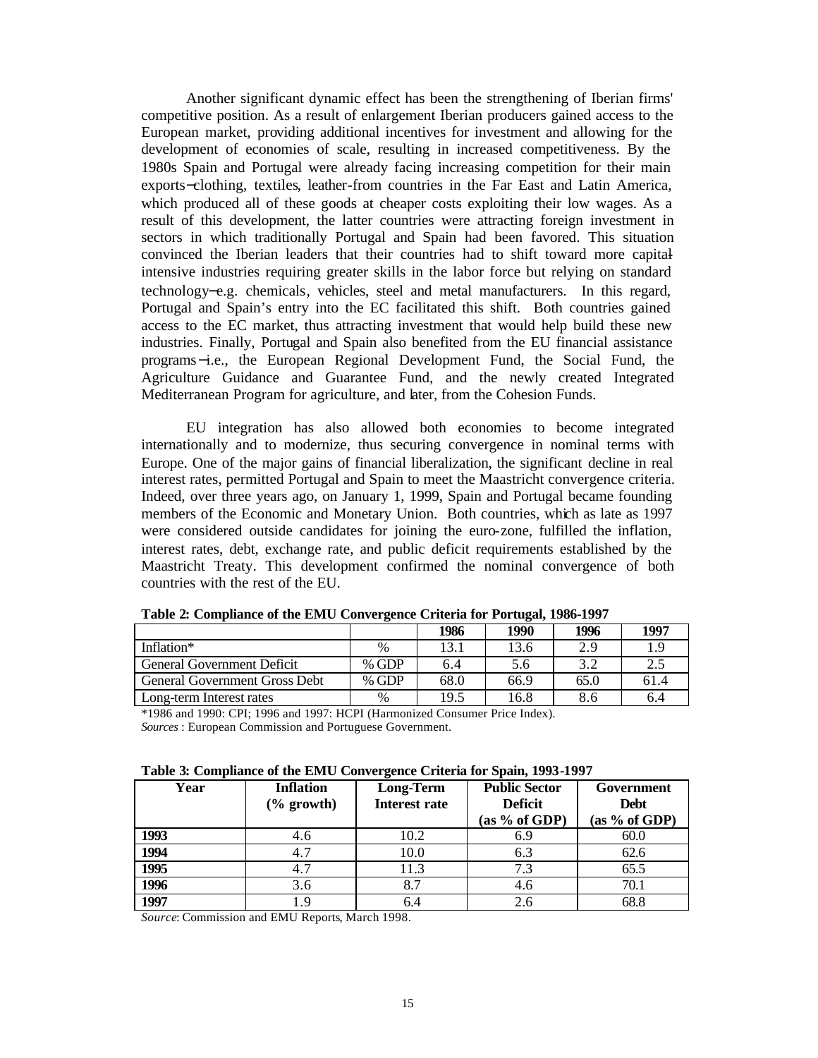Another significant dynamic effect has been the strengthening of Iberian firms' competitive position. As a result of enlargement Iberian producers gained access to the European market, providing additional incentives for investment and allowing for the development of economies of scale, resulting in increased competitiveness. By the 1980s Spain and Portugal were already facing increasing competition for their main exports−clothing, textiles, leather-from countries in the Far East and Latin America, which produced all of these goods at cheaper costs exploiting their low wages. As a result of this development, the latter countries were attracting foreign investment in sectors in which traditionally Portugal and Spain had been favored. This situation convinced the Iberian leaders that their countries had to shift toward more capital-intensive industries requiring greater skills in the labor force but relying on standard technology−e.g. chemicals, vehicles, steel and metal manufacturers. In this regard, Portugal and Spain's entry into the EC facilitated this shift. Both countries gained access to the EC market, thus attracting investment that would help build these new industries. Finally, Portugal and Spain also benefited from the EU financial assistance programs−i.e., the European Regional Development Fund, the Social Fund, the Agriculture Guidance and Guarantee Fund, and the newly created Integrated Mediterranean Program for agriculture, and later, from the Cohesion Funds.

EU integration has also allowed both economies to become integrated internationally and to modernize, thus securing convergence in nominal terms with Europe. One of the major gains of financial liberalization, the significant decline in real interest rates, permitted Portugal and Spain to meet the Maastricht convergence criteria. Indeed, over three years ago, on January 1, 1999, Spain and Portugal became founding members of the Economic and Monetary Union. Both countries, which as late as 1997 were considered outside candidates for joining the euro-zone, fulfilled the inflation, interest rates, debt, exchange rate, and public deficit requirements established by the Maastricht Treaty. This development confirmed the nominal convergence of both countries with the rest of the EU.

**Table 2: Compliance of the EMU Convergence Criteria for Portugal, 1986-1997**

| | | 1986 | 1990 | 1996 | 1997 |
|---|---|---|---|---|---|
| Inflation* | % | 13.1 | 13.6 | 2.9 | 1.9 |
| General Government Deficit | % GDP | 6.4 | 5.6 | 3.2 | 2.5 |
| General Government Gross Debt | % GDP | 68.0 | 66.9 | 65.0 | 61.4 |
| Long-term Interest rates | % | 19.5 | 16.8 | 8.6 | 6.4 |

*1986 and 1990: CPI; 1996 and 1997: HCPI (Harmonized Consumer Price Index).
*Sources*: European Commission and Portuguese Government.

**Table 3: Compliance of the EMU Convergence Criteria for Spain, 1993-1997**

| Year | Inflation (% growth) | Long-Term Interest rate | Public Sector Deficit (as % of GDP) | Government Debt (as % of GDP) |
|---|---|---|---|---|
| **1993** | 4.6 | 10.2 | 6.9 | 60.0 |
| **1994** | 4.7 | 10.0 | 6.3 | 62.6 |
| **1995** | 4.7 | 11.3 | 7.3 | 65.5 |
| **1996** | 3.6 | 8.7 | 4.6 | 70.1 |
| **1997** | 1.9 | 6.4 | 2.6 | 68.8 |

*Source*: Commission and EMU Reports, March 1998.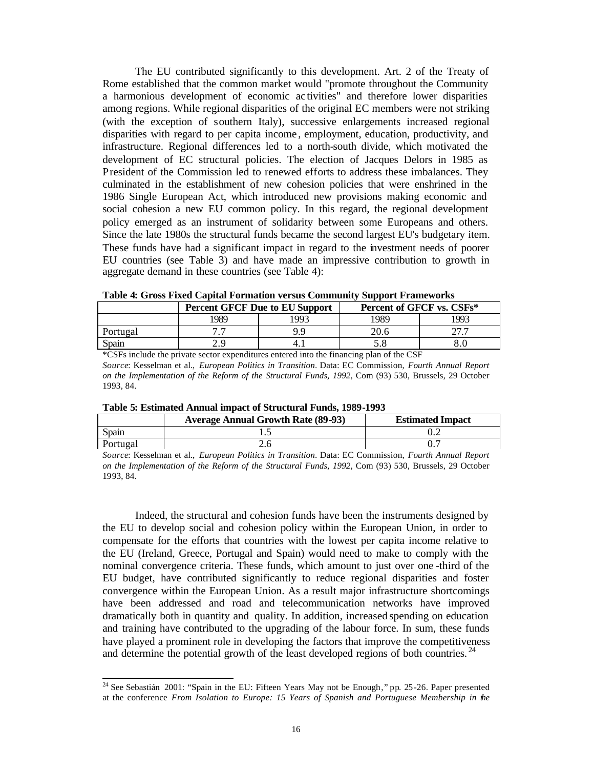The EU contributed significantly to this development. Art. 2 of the Treaty of Rome established that the common market would "promote throughout the Community a harmonious development of economic activities" and therefore lower disparities among regions. While regional disparities of the original EC members were not striking (with the exception of southern Italy), successive enlargements increased regional disparities with regard to per capita income, employment, education, productivity, and infrastructure. Regional differences led to a north-south divide, which motivated the development of EC structural policies. The election of Jacques Delors in 1985 as President of the Commission led to renewed efforts to address these imbalances. They culminated in the establishment of new cohesion policies that were enshrined in the 1986 Single European Act, which introduced new provisions making economic and social cohesion a new EU common policy. In this regard, the regional development policy emerged as an instrument of solidarity between some Europeans and others. Since the late 1980s the structural funds became the second largest EU's budgetary item. These funds have had a significant impact in regard to the investment needs of poorer EU countries (see Table 3) and have made an impressive contribution to growth in aggregate demand in these countries (see Table 4):

**Table 4: Gross Fixed Capital Formation versus Community Support Frameworks**

| | Percent GFCF Due to EU Support | | Percent of GFCF vs. CSFs* | |
|---|---|---|---|---|
| | 1989 | 1993 | 1989 | 1993 |
| Portugal | 7.7 | 9.9 | 20.6 | 27.7 |
| Spain | 2.9 | 4.1 | 5.8 | 8.0 |

*CSFs include the private sector expenditures entered into the financing plan of the CSF

*Source*: Kesselman et al., *European Politics in Transition*. Data: EC Commission, *Fourth Annual Report on the Implementation of the Reform of the Structural Funds, 1992*, Com (93) 530, Brussels, 29 October 1993, 84.

**Table 5: Estimated Annual impact of Structural Funds, 1989-1993**

| | Average Annual Growth Rate (89-93) | Estimated Impact |
|---|---|---|
| Spain | 1.5 | 0.2 |
| Portugal | 2.6 | 0.7 |

*Source*: Kesselman et al., *European Politics in Transition*. Data: EC Commission, *Fourth Annual Report on the Implementation of the Reform of the Structural Funds, 1992*, Com (93) 530, Brussels, 29 October 1993, 84.

Indeed, the structural and cohesion funds have been the instruments designed by the EU to develop social and cohesion policy within the European Union, in order to compensate for the efforts that countries with the lowest per capita income relative to the EU (Ireland, Greece, Portugal and Spain) would need to make to comply with the nominal convergence criteria. These funds, which amount to just over one-third of the EU budget, have contributed significantly to reduce regional disparities and foster convergence within the European Union. As a result major infrastructure shortcomings have been addressed and road and telecommunication networks have improved dramatically both in quantity and quality. In addition, increased spending on education and training have contributed to the upgrading of the labour force. In sum, these funds have played a prominent role in developing the factors that improve the competitiveness and determine the potential growth of the least developed regions of both countries.[24]

[24] See Sebastián 2001: "Spain in the EU: Fifteen Years May not be Enough," pp. 25-26. Paper presented at the conference *From Isolation to Europe: 15 Years of Spanish and Portuguese Membership in the*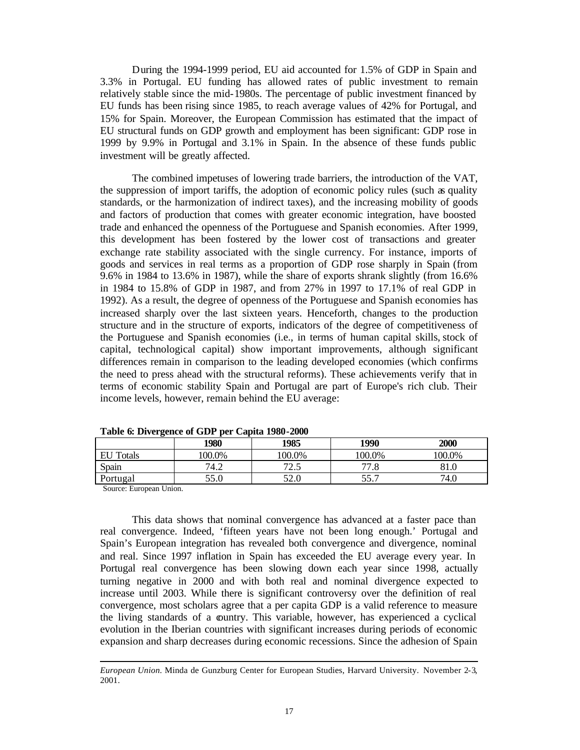During the 1994-1999 period, EU aid accounted for 1.5% of GDP in Spain and 3.3% in Portugal. EU funding has allowed rates of public investment to remain relatively stable since the mid-1980s. The percentage of public investment financed by EU funds has been rising since 1985, to reach average values of 42% for Portugal, and 15% for Spain. Moreover, the European Commission has estimated that the impact of EU structural funds on GDP growth and employment has been significant: GDP rose in 1999 by 9.9% in Portugal and 3.1% in Spain. In the absence of these funds public investment will be greatly affected.

The combined impetuses of lowering trade barriers, the introduction of the VAT, the suppression of import tariffs, the adoption of economic policy rules (such as quality standards, or the harmonization of indirect taxes), and the increasing mobility of goods and factors of production that comes with greater economic integration, have boosted trade and enhanced the openness of the Portuguese and Spanish economies. After 1999, this development has been fostered by the lower cost of transactions and greater exchange rate stability associated with the single currency. For instance, imports of goods and services in real terms as a proportion of GDP rose sharply in Spain (from 9.6% in 1984 to 13.6% in 1987), while the share of exports shrank slightly (from 16.6% in 1984 to 15.8% of GDP in 1987, and from 27% in 1997 to 17.1% of real GDP in 1992). As a result, the degree of openness of the Portuguese and Spanish economies has increased sharply over the last sixteen years. Henceforth, changes to the production structure and in the structure of exports, indicators of the degree of competitiveness of the Portuguese and Spanish economies (i.e., in terms of human capital skills, stock of capital, technological capital) show important improvements, although significant differences remain in comparison to the leading developed economies (which confirms the need to press ahead with the structural reforms). These achievements verify that in terms of economic stability Spain and Portugal are part of Europe's rich club. Their income levels, however, remain behind the EU average:

**Table 6: Divergence of GDP per Capita 1980-2000**

| | 1980 | 1985 | 1990 | 2000 |
|---|---|---|---|---|
| EU Totals | 100.0% | 100.0% | 100.0% | 100.0% |
| Spain | 74.2 | 72.5 | 77.8 | 81.0 |
| Portugal | 55.0 | 52.0 | 55.7 | 74.0 |

Source: European Union.

This data shows that nominal convergence has advanced at a faster pace than real convergence. Indeed, 'fifteen years have not been long enough.' Portugal and Spain's European integration has revealed both convergence and divergence, nominal and real. Since 1997 inflation in Spain has exceeded the EU average every year. In Portugal real convergence has been slowing down each year since 1998, actually turning negative in 2000 and with both real and nominal divergence expected to increase until 2003. While there is significant controversy over the definition of real convergence, most scholars agree that a per capita GDP is a valid reference to measure the living standards of a country. This variable, however, has experienced a cyclical evolution in the Iberian countries with significant increases during periods of economic expansion and sharp decreases during economic recessions. Since the adhesion of Spain

---

*European Union.* Minda de Gunzburg Center for European Studies, Harvard University. November 2-3, 2001.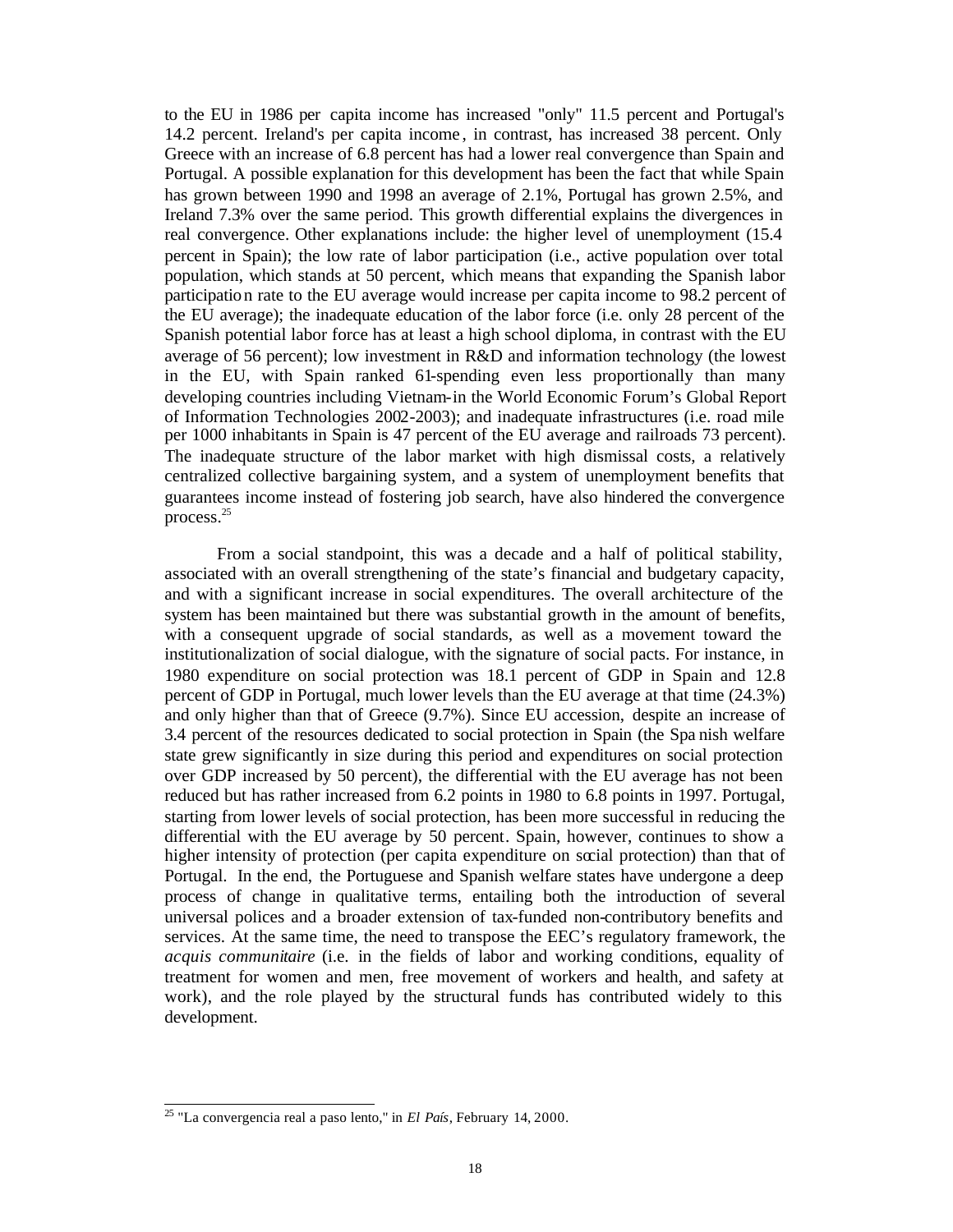to the EU in 1986 per capita income has increased "only" 11.5 percent and Portugal's 14.2 percent. Ireland's per capita income, in contrast, has increased 38 percent. Only Greece with an increase of 6.8 percent has had a lower real convergence than Spain and Portugal. A possible explanation for this development has been the fact that while Spain has grown between 1990 and 1998 an average of 2.1%, Portugal has grown 2.5%, and Ireland 7.3% over the same period. This growth differential explains the divergences in real convergence. Other explanations include: the higher level of unemployment (15.4 percent in Spain); the low rate of labor participation (i.e., active population over total population, which stands at 50 percent, which means that expanding the Spanish labor participation rate to the EU average would increase per capita income to 98.2 percent of the EU average); the inadequate education of the labor force (i.e. only 28 percent of the Spanish potential labor force has at least a high school diploma, in contrast with the EU average of 56 percent); low investment in R&D and information technology (the lowest in the EU, with Spain ranked 61-spending even less proportionally than many developing countries including Vietnam-in the World Economic Forum's Global Report of Information Technologies 2002-2003); and inadequate infrastructures (i.e. road mile per 1000 inhabitants in Spain is 47 percent of the EU average and railroads 73 percent). The inadequate structure of the labor market with high dismissal costs, a relatively centralized collective bargaining system, and a system of unemployment benefits that guarantees income instead of fostering job search, have also hindered the convergence process.[25]

From a social standpoint, this was a decade and a half of political stability, associated with an overall strengthening of the state's financial and budgetary capacity, and with a significant increase in social expenditures. The overall architecture of the system has been maintained but there was substantial growth in the amount of benefits, with a consequent upgrade of social standards, as well as a movement toward the institutionalization of social dialogue, with the signature of social pacts. For instance, in 1980 expenditure on social protection was 18.1 percent of GDP in Spain and 12.8 percent of GDP in Portugal, much lower levels than the EU average at that time (24.3%) and only higher than that of Greece (9.7%). Since EU accession, despite an increase of 3.4 percent of the resources dedicated to social protection in Spain (the Spanish welfare state grew significantly in size during this period and expenditures on social protection over GDP increased by 50 percent), the differential with the EU average has not been reduced but has rather increased from 6.2 points in 1980 to 6.8 points in 1997. Portugal, starting from lower levels of social protection, has been more successful in reducing the differential with the EU average by 50 percent. Spain, however, continues to show a higher intensity of protection (per capita expenditure on social protection) than that of Portugal. In the end, the Portuguese and Spanish welfare states have undergone a deep process of change in qualitative terms, entailing both the introduction of several universal polices and a broader extension of tax-funded non-contributory benefits and services. At the same time, the need to transpose the EEC's regulatory framework, the *acquis communitaire* (i.e. in the fields of labor and working conditions, equality of treatment for women and men, free movement of workers and health, and safety at work), and the role played by the structural funds has contributed widely to this development.

---

[25] "La convergencia real a paso lento," in *El País*, February 14, 2000.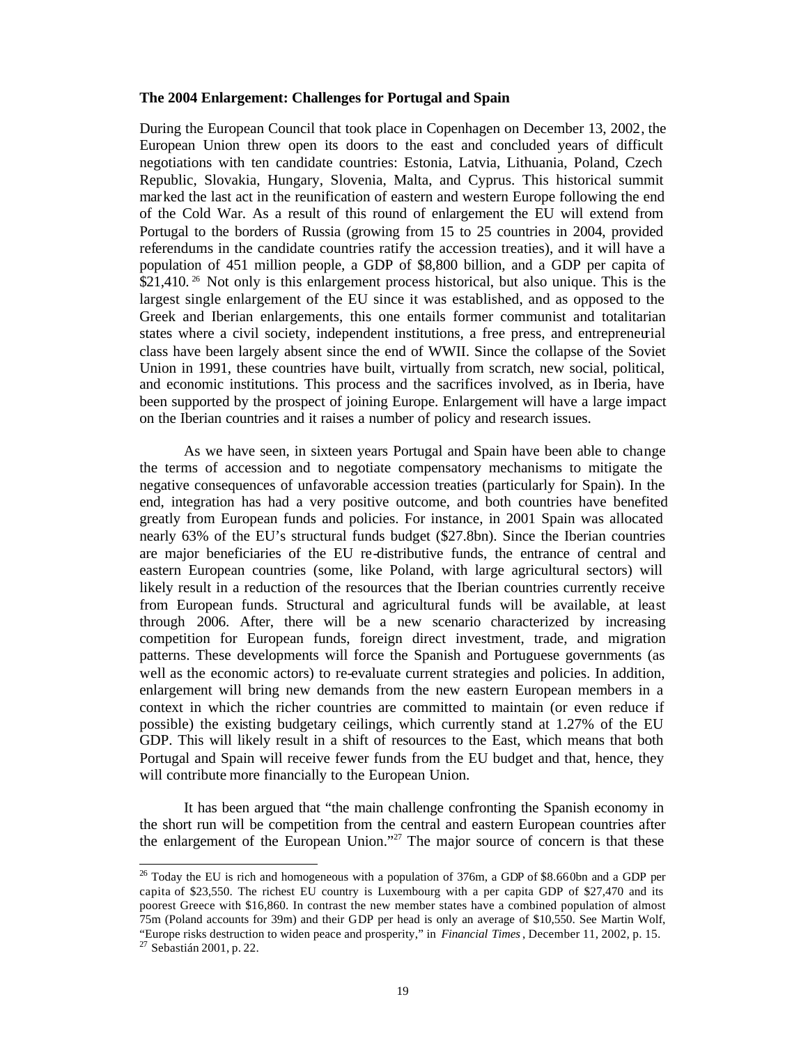**The 2004 Enlargement: Challenges for Portugal and Spain**

During the European Council that took place in Copenhagen on December 13, 2002, the European Union threw open its doors to the east and concluded years of difficult negotiations with ten candidate countries: Estonia, Latvia, Lithuania, Poland, Czech Republic, Slovakia, Hungary, Slovenia, Malta, and Cyprus. This historical summit marked the last act in the reunification of eastern and western Europe following the end of the Cold War. As a result of this round of enlargement the EU will extend from Portugal to the borders of Russia (growing from 15 to 25 countries in 2004, provided referendums in the candidate countries ratify the accession treaties), and it will have a population of 451 million people, a GDP of $8,800 billion, and a GDP per capita of $21,410.[26] Not only is this enlargement process historical, but also unique. This is the largest single enlargement of the EU since it was established, and as opposed to the Greek and Iberian enlargements, this one entails former communist and totalitarian states where a civil society, independent institutions, a free press, and entrepreneurial class have been largely absent since the end of WWII. Since the collapse of the Soviet Union in 1991, these countries have built, virtually from scratch, new social, political, and economic institutions. This process and the sacrifices involved, as in Iberia, have been supported by the prospect of joining Europe. Enlargement will have a large impact on the Iberian countries and it raises a number of policy and research issues.

As we have seen, in sixteen years Portugal and Spain have been able to change the terms of accession and to negotiate compensatory mechanisms to mitigate the negative consequences of unfavorable accession treaties (particularly for Spain). In the end, integration has had a very positive outcome, and both countries have benefited greatly from European funds and policies. For instance, in 2001 Spain was allocated nearly 63% of the EU's structural funds budget ($27.8bn). Since the Iberian countries are major beneficiaries of the EU re-distributive funds, the entrance of central and eastern European countries (some, like Poland, with large agricultural sectors) will likely result in a reduction of the resources that the Iberian countries currently receive from European funds. Structural and agricultural funds will be available, at least through 2006. After, there will be a new scenario characterized by increasing competition for European funds, foreign direct investment, trade, and migration patterns. These developments will force the Spanish and Portuguese governments (as well as the economic actors) to re-evaluate current strategies and policies. In addition, enlargement will bring new demands from the new eastern European members in a context in which the richer countries are committed to maintain (or even reduce if possible) the existing budgetary ceilings, which currently stand at 1.27% of the EU GDP. This will likely result in a shift of resources to the East, which means that both Portugal and Spain will receive fewer funds from the EU budget and that, hence, they will contribute more financially to the European Union.

It has been argued that "the main challenge confronting the Spanish economy in the short run will be competition from the central and eastern European countries after the enlargement of the European Union."[27] The major source of concern is that these

---

[26] Today the EU is rich and homogeneous with a population of 376m, a GDP of $8.660bn and a GDP per capita of $23,550. The richest EU country is Luxembourg with a per capita GDP of $27,470 and its poorest Greece with $16,860. In contrast the new member states have a combined population of almost 75m (Poland accounts for 39m) and their GDP per head is only an average of $10,550. See Martin Wolf, "Europe risks destruction to widen peace and prosperity," in *Financial Times*, December 11, 2002, p. 15.

[27] Sebastián 2001, p. 22.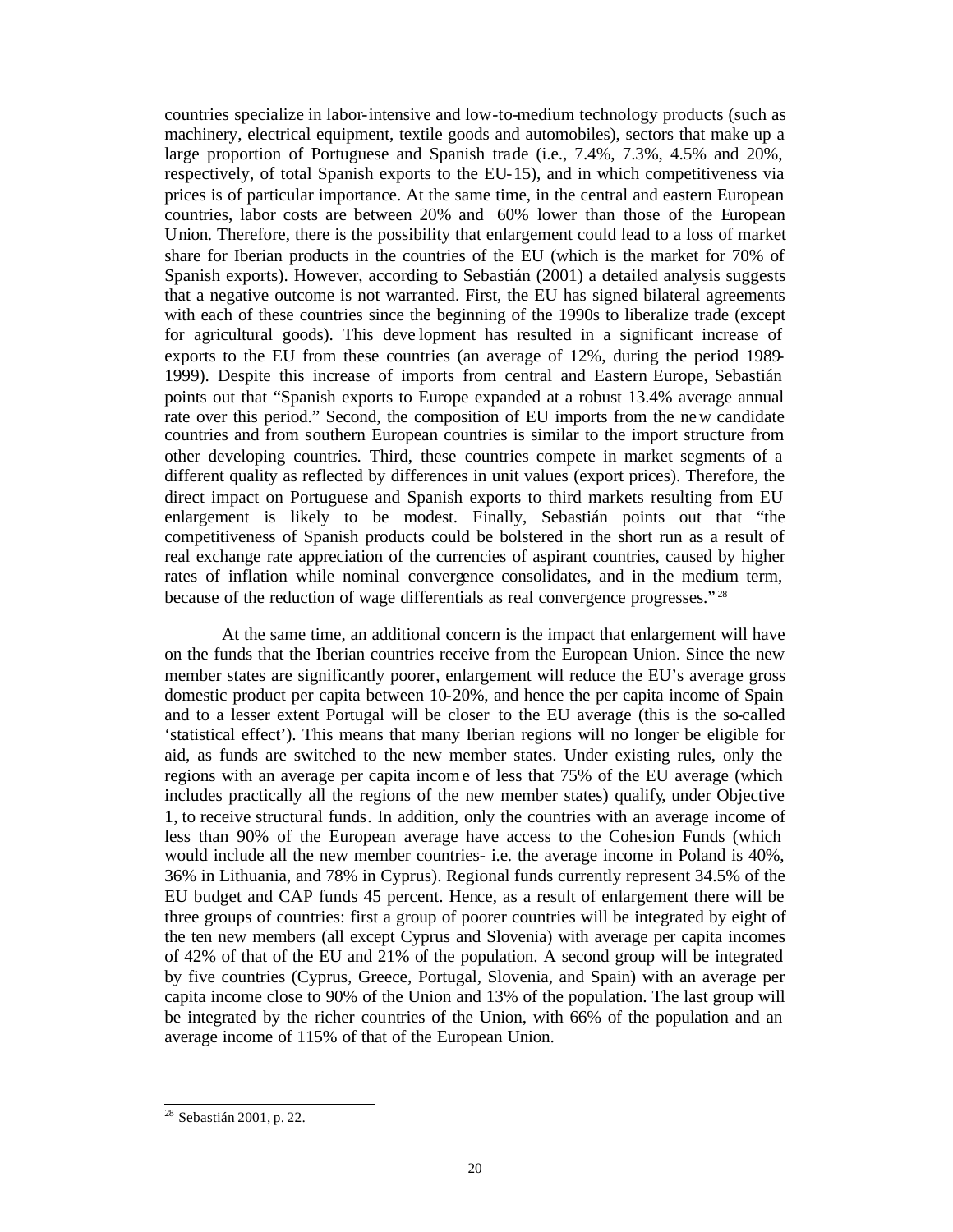countries specialize in labor-intensive and low-to-medium technology products (such as machinery, electrical equipment, textile goods and automobiles), sectors that make up a large proportion of Portuguese and Spanish trade (i.e., 7.4%, 7.3%, 4.5% and 20%, respectively, of total Spanish exports to the EU-15), and in which competitiveness via prices is of particular importance. At the same time, in the central and eastern European countries, labor costs are between 20% and 60% lower than those of the European Union. Therefore, there is the possibility that enlargement could lead to a loss of market share for Iberian products in the countries of the EU (which is the market for 70% of Spanish exports). However, according to Sebastián (2001) a detailed analysis suggests that a negative outcome is not warranted. First, the EU has signed bilateral agreements with each of these countries since the beginning of the 1990s to liberalize trade (except for agricultural goods). This development has resulted in a significant increase of exports to the EU from these countries (an average of 12%, during the period 1989-1999). Despite this increase of imports from central and Eastern Europe, Sebastián points out that "Spanish exports to Europe expanded at a robust 13.4% average annual rate over this period." Second, the composition of EU imports from the new candidate countries and from southern European countries is similar to the import structure from other developing countries. Third, these countries compete in market segments of a different quality as reflected by differences in unit values (export prices). Therefore, the direct impact on Portuguese and Spanish exports to third markets resulting from EU enlargement is likely to be modest. Finally, Sebastián points out that "the competitiveness of Spanish products could be bolstered in the short run as a result of real exchange rate appreciation of the currencies of aspirant countries, caused by higher rates of inflation while nominal convergence consolidates, and in the medium term, because of the reduction of wage differentials as real convergence progresses." [28]

At the same time, an additional concern is the impact that enlargement will have on the funds that the Iberian countries receive from the European Union. Since the new member states are significantly poorer, enlargement will reduce the EU's average gross domestic product per capita between 10-20%, and hence the per capita income of Spain and to a lesser extent Portugal will be closer to the EU average (this is the so-called 'statistical effect'). This means that many Iberian regions will no longer be eligible for aid, as funds are switched to the new member states. Under existing rules, only the regions with an average per capita income of less that 75% of the EU average (which includes practically all the regions of the new member states) qualify, under Objective 1, to receive structural funds. In addition, only the countries with an average income of less than 90% of the European average have access to the Cohesion Funds (which would include all the new member countries- i.e. the average income in Poland is 40%, 36% in Lithuania, and 78% in Cyprus). Regional funds currently represent 34.5% of the EU budget and CAP funds 45 percent. Hence, as a result of enlargement there will be three groups of countries: first a group of poorer countries will be integrated by eight of the ten new members (all except Cyprus and Slovenia) with average per capita incomes of 42% of that of the EU and 21% of the population. A second group will be integrated by five countries (Cyprus, Greece, Portugal, Slovenia, and Spain) with an average per capita income close to 90% of the Union and 13% of the population. The last group will be integrated by the richer countries of the Union, with 66% of the population and an average income of 115% of that of the European Union.

[28] Sebastián 2001, p. 22.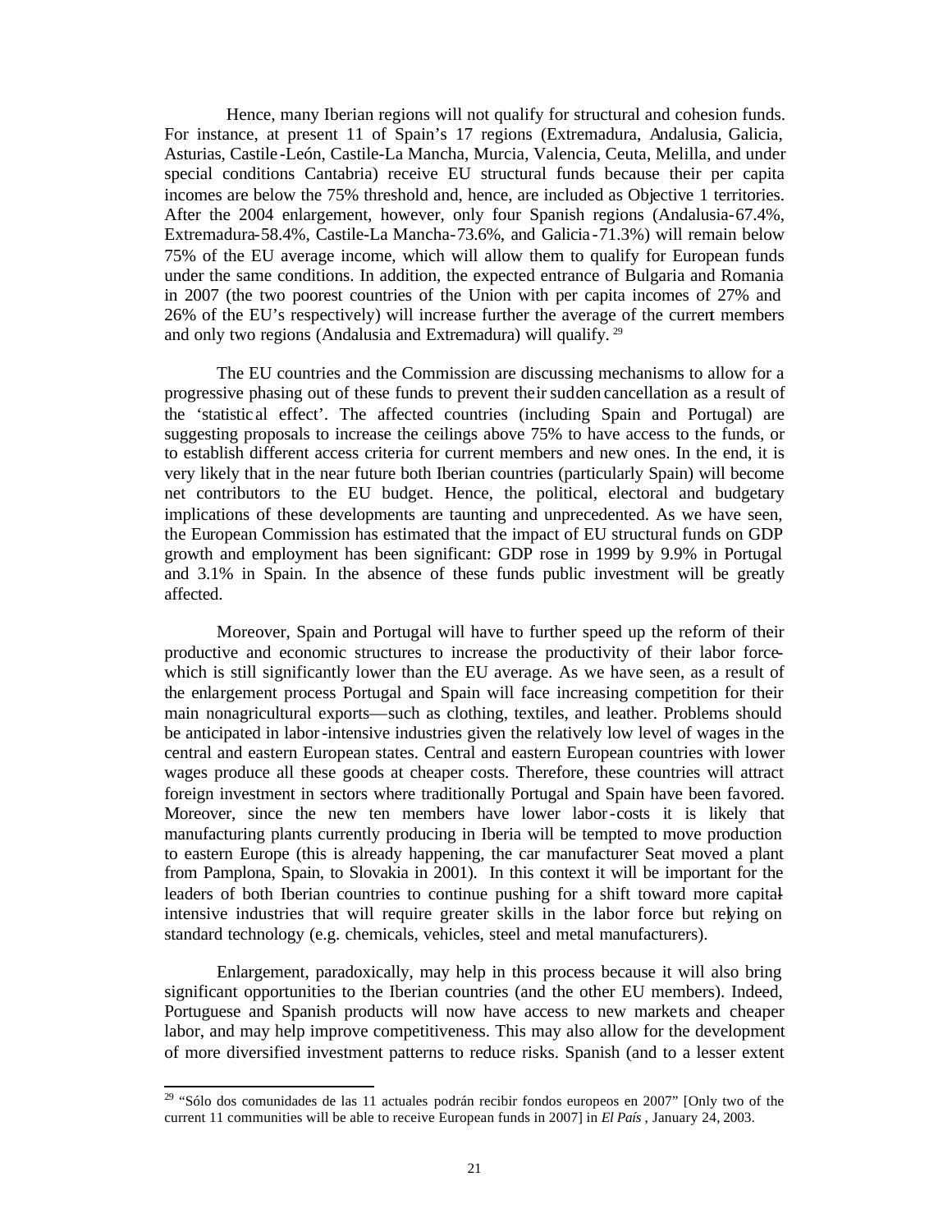Hence, many Iberian regions will not qualify for structural and cohesion funds. For instance, at present 11 of Spain's 17 regions (Extremadura, Andalusia, Galicia, Asturias, Castile-León, Castile-La Mancha, Murcia, Valencia, Ceuta, Melilla, and under special conditions Cantabria) receive EU structural funds because their per capita incomes are below the 75% threshold and, hence, are included as Objective 1 territories. After the 2004 enlargement, however, only four Spanish regions (Andalusia-67.4%, Extremadura-58.4%, Castile-La Mancha-73.6%, and Galicia-71.3%) will remain below 75% of the EU average income, which will allow them to qualify for European funds under the same conditions. In addition, the expected entrance of Bulgaria and Romania in 2007 (the two poorest countries of the Union with per capita incomes of 27% and 26% of the EU's respectively) will increase further the average of the current members and only two regions (Andalusia and Extremadura) will qualify. [29]

The EU countries and the Commission are discussing mechanisms to allow for a progressive phasing out of these funds to prevent their sudden cancellation as a result of the 'statistical effect'. The affected countries (including Spain and Portugal) are suggesting proposals to increase the ceilings above 75% to have access to the funds, or to establish different access criteria for current members and new ones. In the end, it is very likely that in the near future both Iberian countries (particularly Spain) will become net contributors to the EU budget. Hence, the political, electoral and budgetary implications of these developments are taunting and unprecedented. As we have seen, the European Commission has estimated that the impact of EU structural funds on GDP growth and employment has been significant: GDP rose in 1999 by 9.9% in Portugal and 3.1% in Spain. In the absence of these funds public investment will be greatly affected.

Moreover, Spain and Portugal will have to further speed up the reform of their productive and economic structures to increase the productivity of their labor force-which is still significantly lower than the EU average. As we have seen, as a result of the enlargement process Portugal and Spain will face increasing competition for their main nonagricultural exports—such as clothing, textiles, and leather. Problems should be anticipated in labor-intensive industries given the relatively low level of wages in the central and eastern European states. Central and eastern European countries with lower wages produce all these goods at cheaper costs. Therefore, these countries will attract foreign investment in sectors where traditionally Portugal and Spain have been favored. Moreover, since the new ten members have lower labor-costs it is likely that manufacturing plants currently producing in Iberia will be tempted to move production to eastern Europe (this is already happening, the car manufacturer Seat moved a plant from Pamplona, Spain, to Slovakia in 2001). In this context it will be important for the leaders of both Iberian countries to continue pushing for a shift toward more capital-intensive industries that will require greater skills in the labor force but relying on standard technology (e.g. chemicals, vehicles, steel and metal manufacturers).

Enlargement, paradoxically, may help in this process because it will also bring significant opportunities to the Iberian countries (and the other EU members). Indeed, Portuguese and Spanish products will now have access to new markets and cheaper labor, and may help improve competitiveness. This may also allow for the development of more diversified investment patterns to reduce risks. Spanish (and to a lesser extent

---

[29] "Sólo dos comunidades de las 11 actuales podrán recibir fondos europeos en 2007" [Only two of the current 11 communities will be able to receive European funds in 2007] in *El País*, January 24, 2003.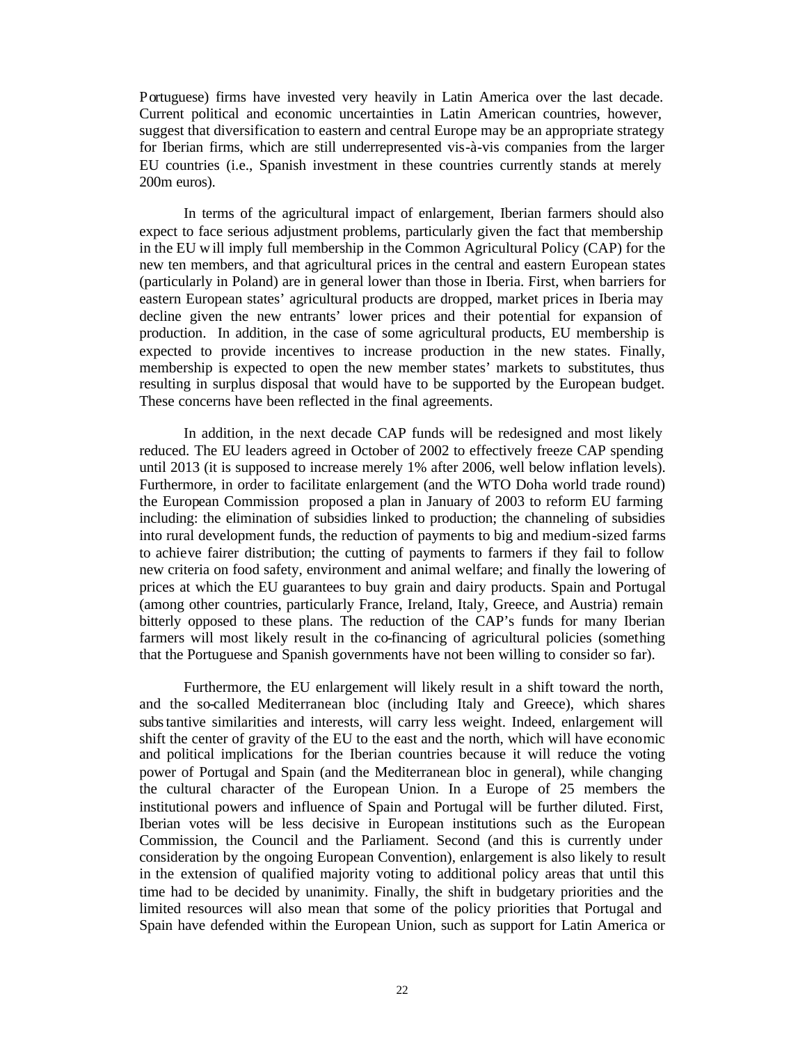Portuguese) firms have invested very heavily in Latin America over the last decade. Current political and economic uncertainties in Latin American countries, however, suggest that diversification to eastern and central Europe may be an appropriate strategy for Iberian firms, which are still underrepresented vis-à-vis companies from the larger EU countries (i.e., Spanish investment in these countries currently stands at merely 200m euros).

In terms of the agricultural impact of enlargement, Iberian farmers should also expect to face serious adjustment problems, particularly given the fact that membership in the EU will imply full membership in the Common Agricultural Policy (CAP) for the new ten members, and that agricultural prices in the central and eastern European states (particularly in Poland) are in general lower than those in Iberia. First, when barriers for eastern European states' agricultural products are dropped, market prices in Iberia may decline given the new entrants' lower prices and their potential for expansion of production. In addition, in the case of some agricultural products, EU membership is expected to provide incentives to increase production in the new states. Finally, membership is expected to open the new member states' markets to substitutes, thus resulting in surplus disposal that would have to be supported by the European budget. These concerns have been reflected in the final agreements.

In addition, in the next decade CAP funds will be redesigned and most likely reduced. The EU leaders agreed in October of 2002 to effectively freeze CAP spending until 2013 (it is supposed to increase merely 1% after 2006, well below inflation levels). Furthermore, in order to facilitate enlargement (and the WTO Doha world trade round) the European Commission proposed a plan in January of 2003 to reform EU farming including: the elimination of subsidies linked to production; the channeling of subsidies into rural development funds, the reduction of payments to big and medium-sized farms to achieve fairer distribution; the cutting of payments to farmers if they fail to follow new criteria on food safety, environment and animal welfare; and finally the lowering of prices at which the EU guarantees to buy grain and dairy products. Spain and Portugal (among other countries, particularly France, Ireland, Italy, Greece, and Austria) remain bitterly opposed to these plans. The reduction of the CAP's funds for many Iberian farmers will most likely result in the co-financing of agricultural policies (something that the Portuguese and Spanish governments have not been willing to consider so far).

Furthermore, the EU enlargement will likely result in a shift toward the north, and the so-called Mediterranean bloc (including Italy and Greece), which shares substantive similarities and interests, will carry less weight. Indeed, enlargement will shift the center of gravity of the EU to the east and the north, which will have economic and political implications for the Iberian countries because it will reduce the voting power of Portugal and Spain (and the Mediterranean bloc in general), while changing the cultural character of the European Union. In a Europe of 25 members the institutional powers and influence of Spain and Portugal will be further diluted. First, Iberian votes will be less decisive in European institutions such as the European Commission, the Council and the Parliament. Second (and this is currently under consideration by the ongoing European Convention), enlargement is also likely to result in the extension of qualified majority voting to additional policy areas that until this time had to be decided by unanimity. Finally, the shift in budgetary priorities and the limited resources will also mean that some of the policy priorities that Portugal and Spain have defended within the European Union, such as support for Latin America or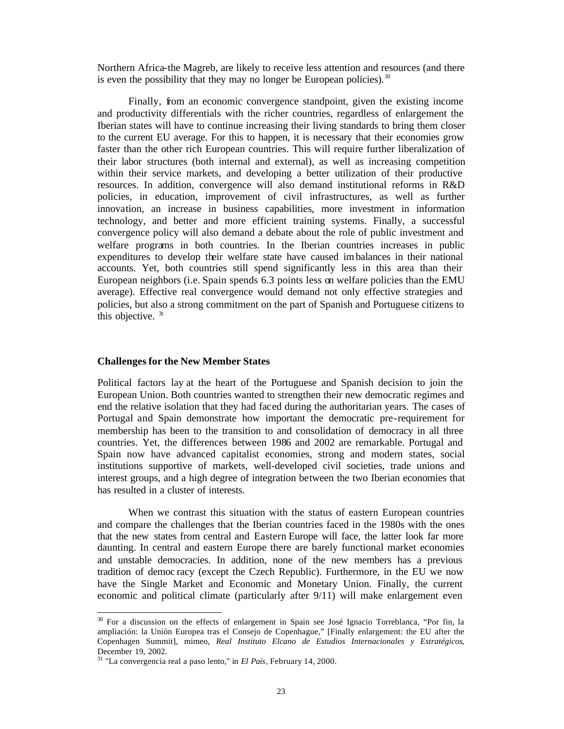Northern Africa-the Magreb, are likely to receive less attention and resources (and there is even the possibility that they may no longer be European policies).[30]

Finally, from an economic convergence standpoint, given the existing income and productivity differentials with the richer countries, regardless of enlargement the Iberian states will have to continue increasing their living standards to bring them closer to the current EU average. For this to happen, it is necessary that their economies grow faster than the other rich European countries. This will require further liberalization of their labor structures (both internal and external), as well as increasing competition within their service markets, and developing a better utilization of their productive resources. In addition, convergence will also demand institutional reforms in R&D policies, in education, improvement of civil infrastructures, as well as further innovation, an increase in business capabilities, more investment in information technology, and better and more efficient training systems. Finally, a successful convergence policy will also demand a debate about the role of public investment and welfare programs in both countries. In the Iberian countries increases in public expenditures to develop their welfare state have caused imbalances in their national accounts. Yet, both countries still spend significantly less in this area than their European neighbors (i.e. Spain spends 6.3 points less on welfare policies than the EMU average). Effective real convergence would demand not only effective strategies and policies, but also a strong commitment on the part of Spanish and Portuguese citizens to this objective. [31]

### Challenges for the New Member States

Political factors lay at the heart of the Portuguese and Spanish decision to join the European Union. Both countries wanted to strengthen their new democratic regimes and end the relative isolation that they had faced during the authoritarian years. The cases of Portugal and Spain demonstrate how important the democratic pre-requirement for membership has been to the transition to and consolidation of democracy in all three countries. Yet, the differences between 1986 and 2002 are remarkable. Portugal and Spain now have advanced capitalist economies, strong and modern states, social institutions supportive of markets, well-developed civil societies, trade unions and interest groups, and a high degree of integration between the two Iberian economies that has resulted in a cluster of interests.

When we contrast this situation with the status of eastern European countries and compare the challenges that the Iberian countries faced in the 1980s with the ones that the new states from central and Eastern Europe will face, the latter look far more daunting. In central and eastern Europe there are barely functional market economies and unstable democracies. In addition, none of the new members has a previous tradition of democracy (except the Czech Republic). Furthermore, in the EU we now have the Single Market and Economic and Monetary Union. Finally, the current economic and political climate (particularly after 9/11) will make enlargement even

---

[30] For a discussion on the effects of enlargement in Spain see José Ignacio Torreblanca, "Por fin, la ampliación: la Unión Europea tras el Consejo de Copenhague," [Finally enlargement: the EU after the Copenhagen Summit], mimeo, *Real Instituto Elcano de Estudios Internacionales y Estratégicos*, December 19, 2002.

[31] "La convergencia real a paso lento," in *El País*, February 14, 2000.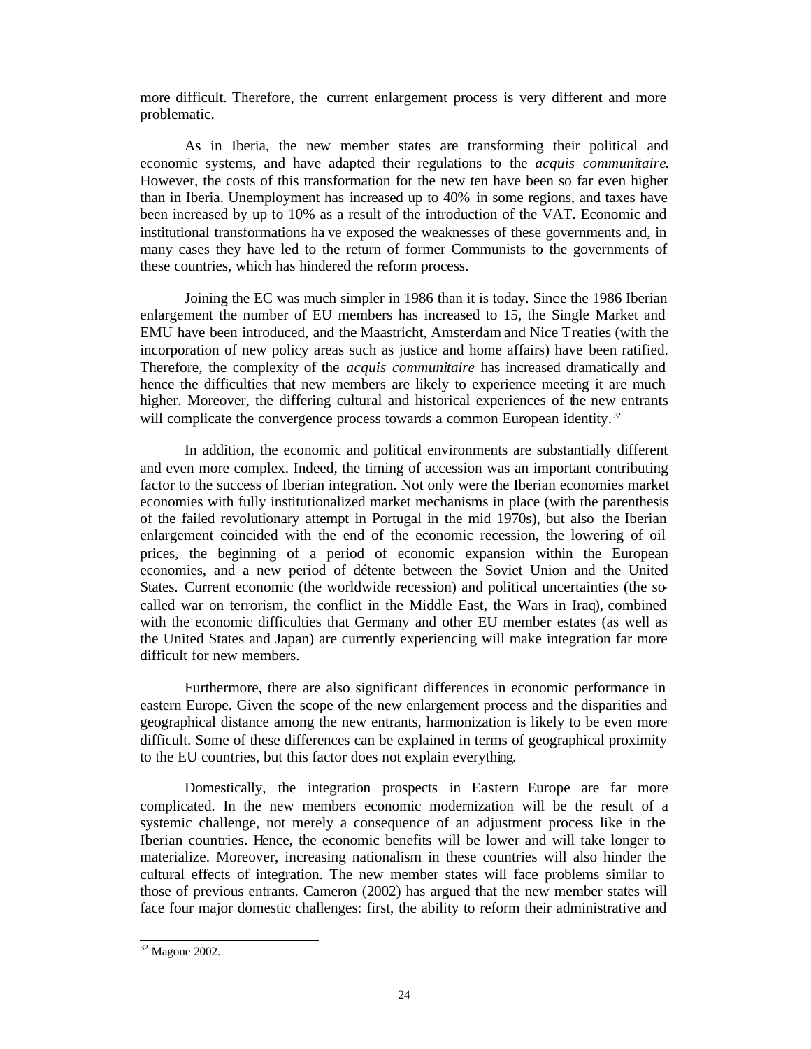more difficult. Therefore, the current enlargement process is very different and more problematic.

As in Iberia, the new member states are transforming their political and economic systems, and have adapted their regulations to the *acquis communitaire*. However, the costs of this transformation for the new ten have been so far even higher than in Iberia. Unemployment has increased up to 40% in some regions, and taxes have been increased by up to 10% as a result of the introduction of the VAT. Economic and institutional transformations have exposed the weaknesses of these governments and, in many cases they have led to the return of former Communists to the governments of these countries, which has hindered the reform process.

Joining the EC was much simpler in 1986 than it is today. Since the 1986 Iberian enlargement the number of EU members has increased to 15, the Single Market and EMU have been introduced, and the Maastricht, Amsterdam and Nice Treaties (with the incorporation of new policy areas such as justice and home affairs) have been ratified. Therefore, the complexity of the *acquis communitaire* has increased dramatically and hence the difficulties that new members are likely to experience meeting it are much higher. Moreover, the differing cultural and historical experiences of the new entrants will complicate the convergence process towards a common European identity.[32]

In addition, the economic and political environments are substantially different and even more complex. Indeed, the timing of accession was an important contributing factor to the success of Iberian integration. Not only were the Iberian economies market economies with fully institutionalized market mechanisms in place (with the parenthesis of the failed revolutionary attempt in Portugal in the mid 1970s), but also the Iberian enlargement coincided with the end of the economic recession, the lowering of oil prices, the beginning of a period of economic expansion within the European economies, and a new period of détente between the Soviet Union and the United States. Current economic (the worldwide recession) and political uncertainties (the so-called war on terrorism, the conflict in the Middle East, the Wars in Iraq), combined with the economic difficulties that Germany and other EU member estates (as well as the United States and Japan) are currently experiencing will make integration far more difficult for new members.

Furthermore, there are also significant differences in economic performance in eastern Europe. Given the scope of the new enlargement process and the disparities and geographical distance among the new entrants, harmonization is likely to be even more difficult. Some of these differences can be explained in terms of geographical proximity to the EU countries, but this factor does not explain everything.

Domestically, the integration prospects in Eastern Europe are far more complicated. In the new members economic modernization will be the result of a systemic challenge, not merely a consequence of an adjustment process like in the Iberian countries. Hence, the economic benefits will be lower and will take longer to materialize. Moreover, increasing nationalism in these countries will also hinder the cultural effects of integration. The new member states will face problems similar to those of previous entrants. Cameron (2002) has argued that the new member states will face four major domestic challenges: first, the ability to reform their administrative and

[32] Magone 2002.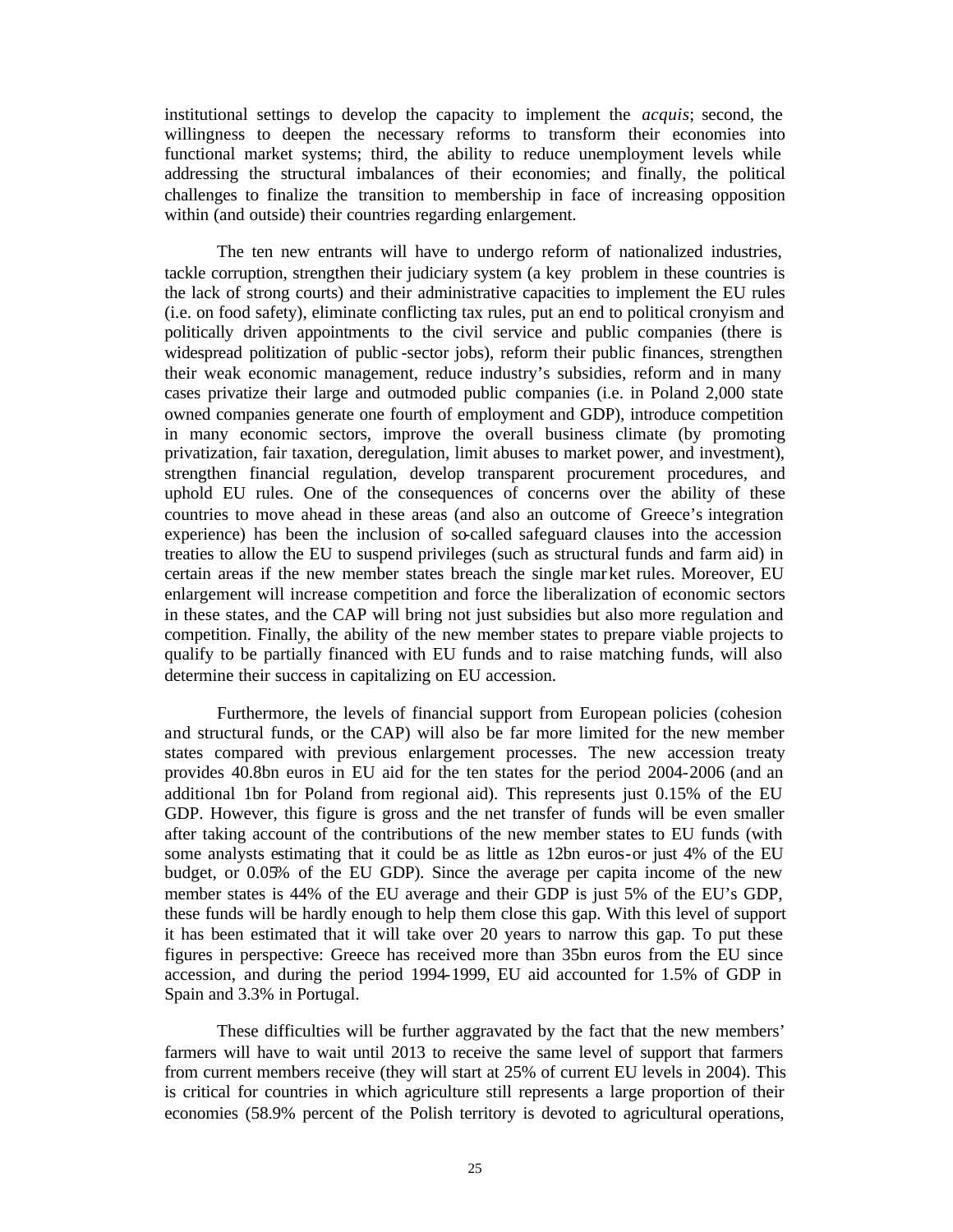institutional settings to develop the capacity to implement the *acquis*; second, the willingness to deepen the necessary reforms to transform their economies into functional market systems; third, the ability to reduce unemployment levels while addressing the structural imbalances of their economies; and finally, the political challenges to finalize the transition to membership in face of increasing opposition within (and outside) their countries regarding enlargement.

The ten new entrants will have to undergo reform of nationalized industries, tackle corruption, strengthen their judiciary system (a key problem in these countries is the lack of strong courts) and their administrative capacities to implement the EU rules (i.e. on food safety), eliminate conflicting tax rules, put an end to political cronyism and politically driven appointments to the civil service and public companies (there is widespread politization of public-sector jobs), reform their public finances, strengthen their weak economic management, reduce industry's subsidies, reform and in many cases privatize their large and outmoded public companies (i.e. in Poland 2,000 state owned companies generate one fourth of employment and GDP), introduce competition in many economic sectors, improve the overall business climate (by promoting privatization, fair taxation, deregulation, limit abuses to market power, and investment), strengthen financial regulation, develop transparent procurement procedures, and uphold EU rules. One of the consequences of concerns over the ability of these countries to move ahead in these areas (and also an outcome of Greece's integration experience) has been the inclusion of so-called safeguard clauses into the accession treaties to allow the EU to suspend privileges (such as structural funds and farm aid) in certain areas if the new member states breach the single market rules. Moreover, EU enlargement will increase competition and force the liberalization of economic sectors in these states, and the CAP will bring not just subsidies but also more regulation and competition. Finally, the ability of the new member states to prepare viable projects to qualify to be partially financed with EU funds and to raise matching funds, will also determine their success in capitalizing on EU accession.

Furthermore, the levels of financial support from European policies (cohesion and structural funds, or the CAP) will also be far more limited for the new member states compared with previous enlargement processes. The new accession treaty provides 40.8bn euros in EU aid for the ten states for the period 2004-2006 (and an additional 1bn for Poland from regional aid). This represents just 0.15% of the EU GDP. However, this figure is gross and the net transfer of funds will be even smaller after taking account of the contributions of the new member states to EU funds (with some analysts estimating that it could be as little as 12bn euros-or just 4% of the EU budget, or 0.05% of the EU GDP). Since the average per capita income of the new member states is 44% of the EU average and their GDP is just 5% of the EU's GDP, these funds will be hardly enough to help them close this gap. With this level of support it has been estimated that it will take over 20 years to narrow this gap. To put these figures in perspective: Greece has received more than 35bn euros from the EU since accession, and during the period 1994-1999, EU aid accounted for 1.5% of GDP in Spain and 3.3% in Portugal.

These difficulties will be further aggravated by the fact that the new members' farmers will have to wait until 2013 to receive the same level of support that farmers from current members receive (they will start at 25% of current EU levels in 2004). This is critical for countries in which agriculture still represents a large proportion of their economies (58.9% percent of the Polish territory is devoted to agricultural operations,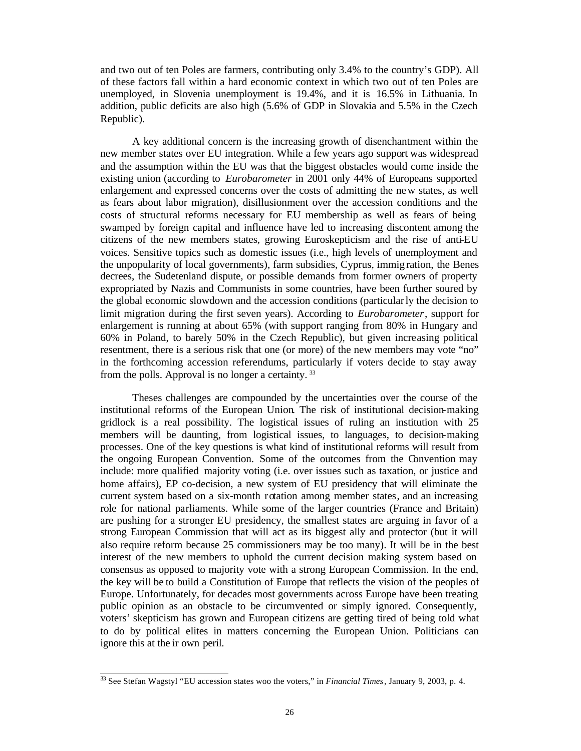and two out of ten Poles are farmers, contributing only 3.4% to the country's GDP). All of these factors fall within a hard economic context in which two out of ten Poles are unemployed, in Slovenia unemployment is 19.4%, and it is 16.5% in Lithuania. In addition, public deficits are also high (5.6% of GDP in Slovakia and 5.5% in the Czech Republic).

A key additional concern is the increasing growth of disenchantment within the new member states over EU integration. While a few years ago support was widespread and the assumption within the EU was that the biggest obstacles would come inside the existing union (according to *Eurobarometer* in 2001 only 44% of Europeans supported enlargement and expressed concerns over the costs of admitting the new states, as well as fears about labor migration), disillusionment over the accession conditions and the costs of structural reforms necessary for EU membership as well as fears of being swamped by foreign capital and influence have led to increasing discontent among the citizens of the new members states, growing Euroskepticism and the rise of anti-EU voices. Sensitive topics such as domestic issues (i.e., high levels of unemployment and the unpopularity of local governments), farm subsidies, Cyprus, immigration, the Benes decrees, the Sudetenland dispute, or possible demands from former owners of property expropriated by Nazis and Communists in some countries, have been further soured by the global economic slowdown and the accession conditions (particularly the decision to limit migration during the first seven years). According to *Eurobarometer*, support for enlargement is running at about 65% (with support ranging from 80% in Hungary and 60% in Poland, to barely 50% in the Czech Republic), but given increasing political resentment, there is a serious risk that one (or more) of the new members may vote "no" in the forthcoming accession referendums, particularly if voters decide to stay away from the polls. Approval is no longer a certainty. [33]

Theses challenges are compounded by the uncertainties over the course of the institutional reforms of the European Union. The risk of institutional decision-making gridlock is a real possibility. The logistical issues of ruling an institution with 25 members will be daunting, from logistical issues, to languages, to decision-making processes. One of the key questions is what kind of institutional reforms will result from the ongoing European Convention. Some of the outcomes from the Convention may include: more qualified majority voting (i.e. over issues such as taxation, or justice and home affairs), EP co-decision, a new system of EU presidency that will eliminate the current system based on a six-month rotation among member states, and an increasing role for national parliaments. While some of the larger countries (France and Britain) are pushing for a stronger EU presidency, the smallest states are arguing in favor of a strong European Commission that will act as its biggest ally and protector (but it will also require reform because 25 commissioners may be too many). It will be in the best interest of the new members to uphold the current decision making system based on consensus as opposed to majority vote with a strong European Commission. In the end, the key will be to build a Constitution of Europe that reflects the vision of the peoples of Europe. Unfortunately, for decades most governments across Europe have been treating public opinion as an obstacle to be circumvented or simply ignored. Consequently, voters' skepticism has grown and European citizens are getting tired of being told what to do by political elites in matters concerning the European Union. Politicians can ignore this at their own peril.

---

[33] See Stefan Wagstyl "EU accession states woo the voters," in *Financial Times*, January 9, 2003, p. 4.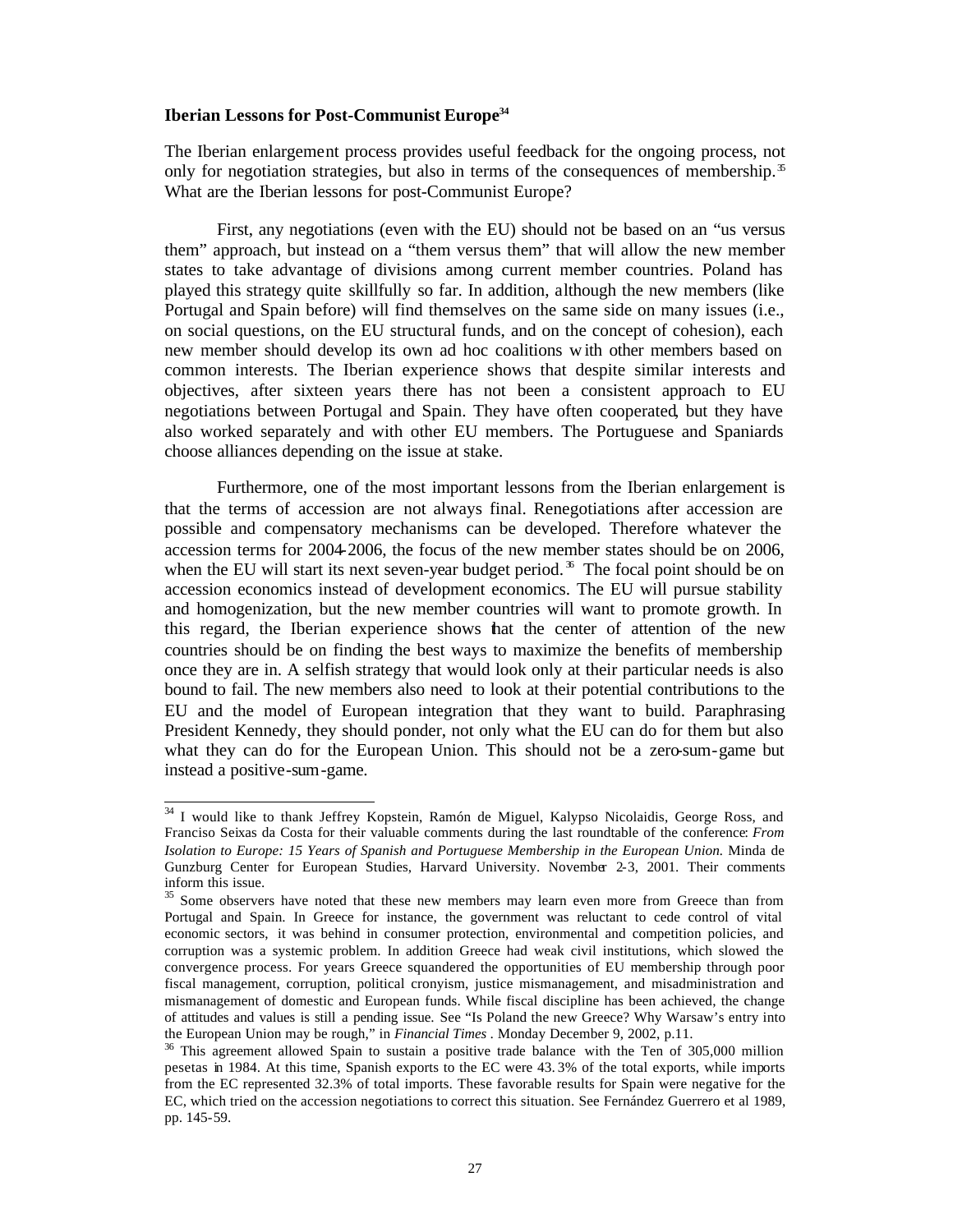**Iberian Lessons for Post-Communist Europe**[34]

The Iberian enlargement process provides useful feedback for the ongoing process, not only for negotiation strategies, but also in terms of the consequences of membership.[35] What are the Iberian lessons for post-Communist Europe?

First, any negotiations (even with the EU) should not be based on an "us versus them" approach, but instead on a "them versus them" that will allow the new member states to take advantage of divisions among current member countries. Poland has played this strategy quite skillfully so far. In addition, although the new members (like Portugal and Spain before) will find themselves on the same side on many issues (i.e., on social questions, on the EU structural funds, and on the concept of cohesion), each new member should develop its own ad hoc coalitions with other members based on common interests. The Iberian experience shows that despite similar interests and objectives, after sixteen years there has not been a consistent approach to EU negotiations between Portugal and Spain. They have often cooperated, but they have also worked separately and with other EU members. The Portuguese and Spaniards choose alliances depending on the issue at stake.

Furthermore, one of the most important lessons from the Iberian enlargement is that the terms of accession are not always final. Renegotiations after accession are possible and compensatory mechanisms can be developed. Therefore whatever the accession terms for 2004-2006, the focus of the new member states should be on 2006, when the EU will start its next seven-year budget period.[36] The focal point should be on accession economics instead of development economics. The EU will pursue stability and homogenization, but the new member countries will want to promote growth. In this regard, the Iberian experience shows that the center of attention of the new countries should be on finding the best ways to maximize the benefits of membership once they are in. A selfish strategy that would look only at their particular needs is also bound to fail. The new members also need to look at their potential contributions to the EU and the model of European integration that they want to build. Paraphrasing President Kennedy, they should ponder, not only what the EU can do for them but also what they can do for the European Union. This should not be a zero-sum-game but instead a positive-sum-game.

---

[34] I would like to thank Jeffrey Kopstein, Ramón de Miguel, Kalypso Nicolaidis, George Ross, and Franciso Seixas da Costa for their valuable comments during the last roundtable of the conference: *From Isolation to Europe: 15 Years of Spanish and Portuguese Membership in the European Union.* Minda de Gunzburg Center for European Studies, Harvard University. November 2-3, 2001. Their comments inform this issue.

[35] Some observers have noted that these new members may learn even more from Greece than from Portugal and Spain. In Greece for instance, the government was reluctant to cede control of vital economic sectors, it was behind in consumer protection, environmental and competition policies, and corruption was a systemic problem. In addition Greece had weak civil institutions, which slowed the convergence process. For years Greece squandered the opportunities of EU membership through poor fiscal management, corruption, political cronyism, justice mismanagement, and misadministration and mismanagement of domestic and European funds. While fiscal discipline has been achieved, the change of attitudes and values is still a pending issue. See "Is Poland the new Greece? Why Warsaw's entry into the European Union may be rough," in *Financial Times*. Monday December 9, 2002, p.11.

[36] This agreement allowed Spain to sustain a positive trade balance with the Ten of 305,000 million pesetas in 1984. At this time, Spanish exports to the EC were 43.3% of the total exports, while imports from the EC represented 32.3% of total imports. These favorable results for Spain were negative for the EC, which tried on the accession negotiations to correct this situation. See Fernández Guerrero et al 1989, pp. 145-59.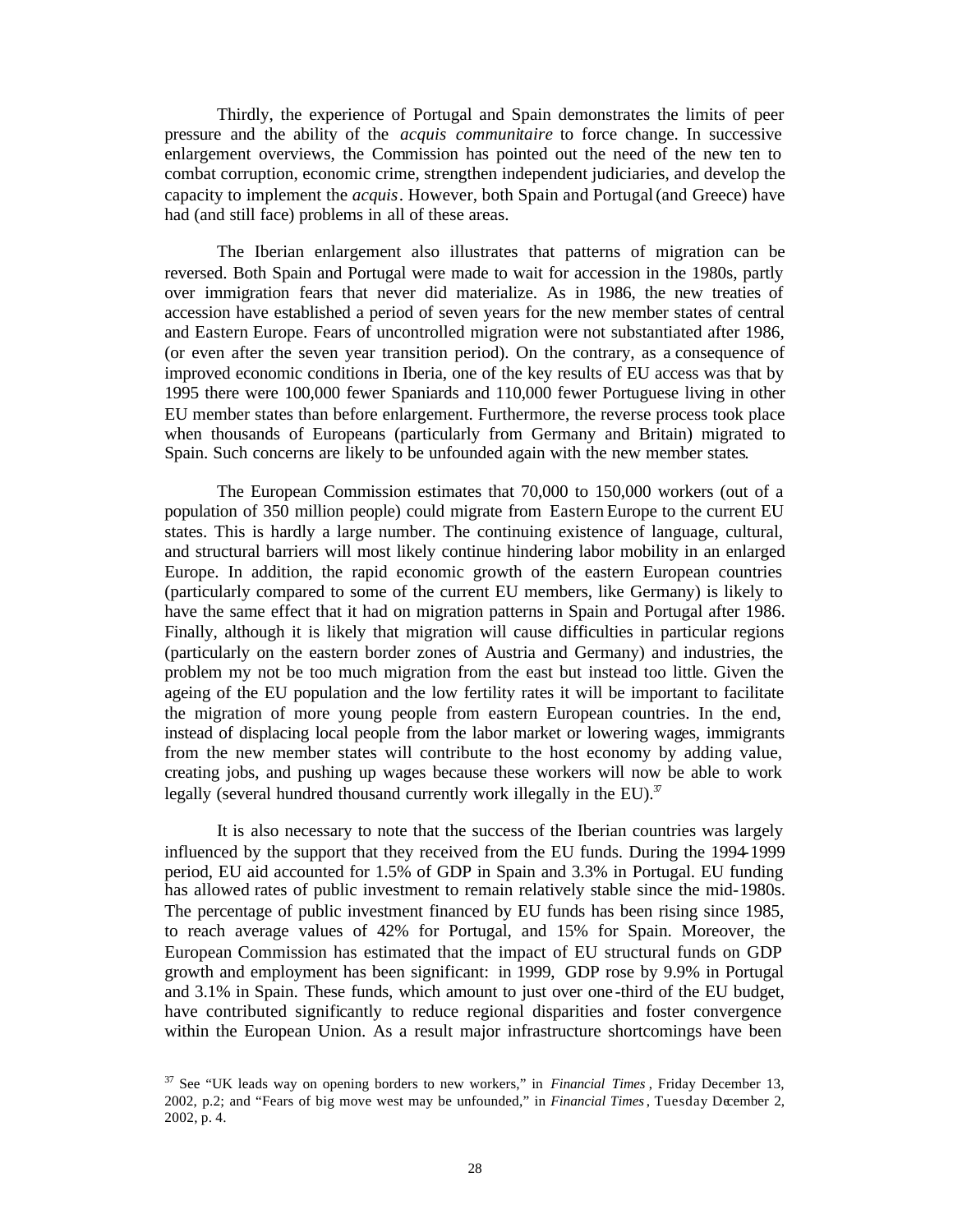Thirdly, the experience of Portugal and Spain demonstrates the limits of peer pressure and the ability of the *acquis communitaire* to force change. In successive enlargement overviews, the Commission has pointed out the need of the new ten to combat corruption, economic crime, strengthen independent judiciaries, and develop the capacity to implement the *acquis*. However, both Spain and Portugal (and Greece) have had (and still face) problems in all of these areas.

The Iberian enlargement also illustrates that patterns of migration can be reversed. Both Spain and Portugal were made to wait for accession in the 1980s, partly over immigration fears that never did materialize. As in 1986, the new treaties of accession have established a period of seven years for the new member states of central and Eastern Europe. Fears of uncontrolled migration were not substantiated after 1986, (or even after the seven year transition period). On the contrary, as a consequence of improved economic conditions in Iberia, one of the key results of EU access was that by 1995 there were 100,000 fewer Spaniards and 110,000 fewer Portuguese living in other EU member states than before enlargement. Furthermore, the reverse process took place when thousands of Europeans (particularly from Germany and Britain) migrated to Spain. Such concerns are likely to be unfounded again with the new member states.

The European Commission estimates that 70,000 to 150,000 workers (out of a population of 350 million people) could migrate from Eastern Europe to the current EU states. This is hardly a large number. The continuing existence of language, cultural, and structural barriers will most likely continue hindering labor mobility in an enlarged Europe. In addition, the rapid economic growth of the eastern European countries (particularly compared to some of the current EU members, like Germany) is likely to have the same effect that it had on migration patterns in Spain and Portugal after 1986. Finally, although it is likely that migration will cause difficulties in particular regions (particularly on the eastern border zones of Austria and Germany) and industries, the problem my not be too much migration from the east but instead too little. Given the ageing of the EU population and the low fertility rates it will be important to facilitate the migration of more young people from eastern European countries. In the end, instead of displacing local people from the labor market or lowering wages, immigrants from the new member states will contribute to the host economy by adding value, creating jobs, and pushing up wages because these workers will now be able to work legally (several hundred thousand currently work illegally in the EU).[37]

It is also necessary to note that the success of the Iberian countries was largely influenced by the support that they received from the EU funds. During the 1994-1999 period, EU aid accounted for 1.5% of GDP in Spain and 3.3% in Portugal. EU funding has allowed rates of public investment to remain relatively stable since the mid-1980s. The percentage of public investment financed by EU funds has been rising since 1985, to reach average values of 42% for Portugal, and 15% for Spain. Moreover, the European Commission has estimated that the impact of EU structural funds on GDP growth and employment has been significant: in 1999, GDP rose by 9.9% in Portugal and 3.1% in Spain. These funds, which amount to just over one-third of the EU budget, have contributed significantly to reduce regional disparities and foster convergence within the European Union. As a result major infrastructure shortcomings have been

[37] See "UK leads way on opening borders to new workers," in *Financial Times*, Friday December 13, 2002, p.2; and "Fears of big move west may be unfounded," in *Financial Times*, Tuesday December 2, 2002, p. 4.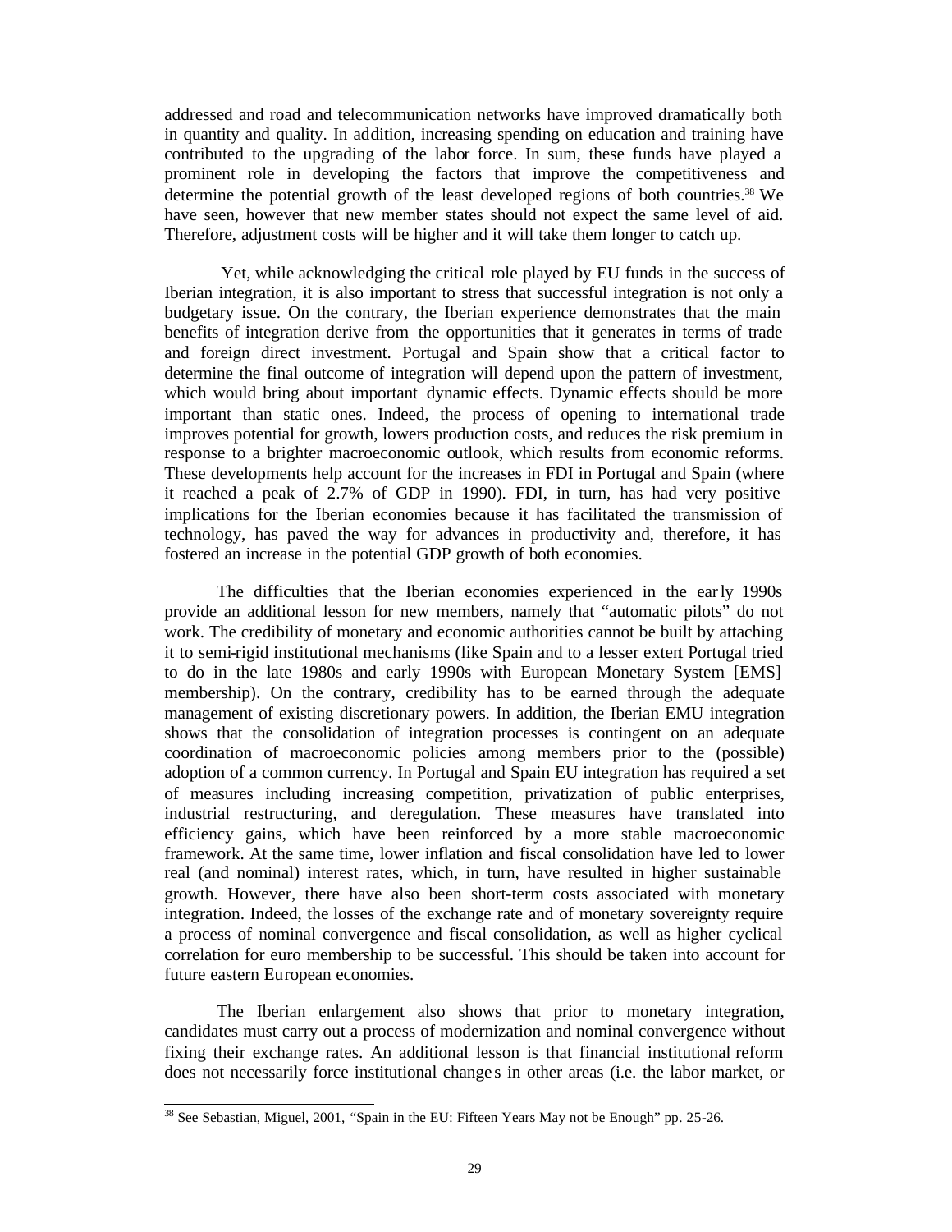addressed and road and telecommunication networks have improved dramatically both in quantity and quality. In addition, increasing spending on education and training have contributed to the upgrading of the labor force. In sum, these funds have played a prominent role in developing the factors that improve the competitiveness and determine the potential growth of the least developed regions of both countries.[38] We have seen, however that new member states should not expect the same level of aid. Therefore, adjustment costs will be higher and it will take them longer to catch up.

Yet, while acknowledging the critical role played by EU funds in the success of Iberian integration, it is also important to stress that successful integration is not only a budgetary issue. On the contrary, the Iberian experience demonstrates that the main benefits of integration derive from the opportunities that it generates in terms of trade and foreign direct investment. Portugal and Spain show that a critical factor to determine the final outcome of integration will depend upon the pattern of investment, which would bring about important dynamic effects. Dynamic effects should be more important than static ones. Indeed, the process of opening to international trade improves potential for growth, lowers production costs, and reduces the risk premium in response to a brighter macroeconomic outlook, which results from economic reforms. These developments help account for the increases in FDI in Portugal and Spain (where it reached a peak of 2.7% of GDP in 1990). FDI, in turn, has had very positive implications for the Iberian economies because it has facilitated the transmission of technology, has paved the way for advances in productivity and, therefore, it has fostered an increase in the potential GDP growth of both economies.

The difficulties that the Iberian economies experienced in the early 1990s provide an additional lesson for new members, namely that "automatic pilots" do not work. The credibility of monetary and economic authorities cannot be built by attaching it to semi-rigid institutional mechanisms (like Spain and to a lesser extent Portugal tried to do in the late 1980s and early 1990s with European Monetary System [EMS] membership). On the contrary, credibility has to be earned through the adequate management of existing discretionary powers. In addition, the Iberian EMU integration shows that the consolidation of integration processes is contingent on an adequate coordination of macroeconomic policies among members prior to the (possible) adoption of a common currency. In Portugal and Spain EU integration has required a set of measures including increasing competition, privatization of public enterprises, industrial restructuring, and deregulation. These measures have translated into efficiency gains, which have been reinforced by a more stable macroeconomic framework. At the same time, lower inflation and fiscal consolidation have led to lower real (and nominal) interest rates, which, in turn, have resulted in higher sustainable growth. However, there have also been short-term costs associated with monetary integration. Indeed, the losses of the exchange rate and of monetary sovereignty require a process of nominal convergence and fiscal consolidation, as well as higher cyclical correlation for euro membership to be successful. This should be taken into account for future eastern European economies.

The Iberian enlargement also shows that prior to monetary integration, candidates must carry out a process of modernization and nominal convergence without fixing their exchange rates. An additional lesson is that financial institutional reform does not necessarily force institutional changes in other areas (i.e. the labor market, or

---

[38] See Sebastian, Miguel, 2001, "Spain in the EU: Fifteen Years May not be Enough" pp. 25-26.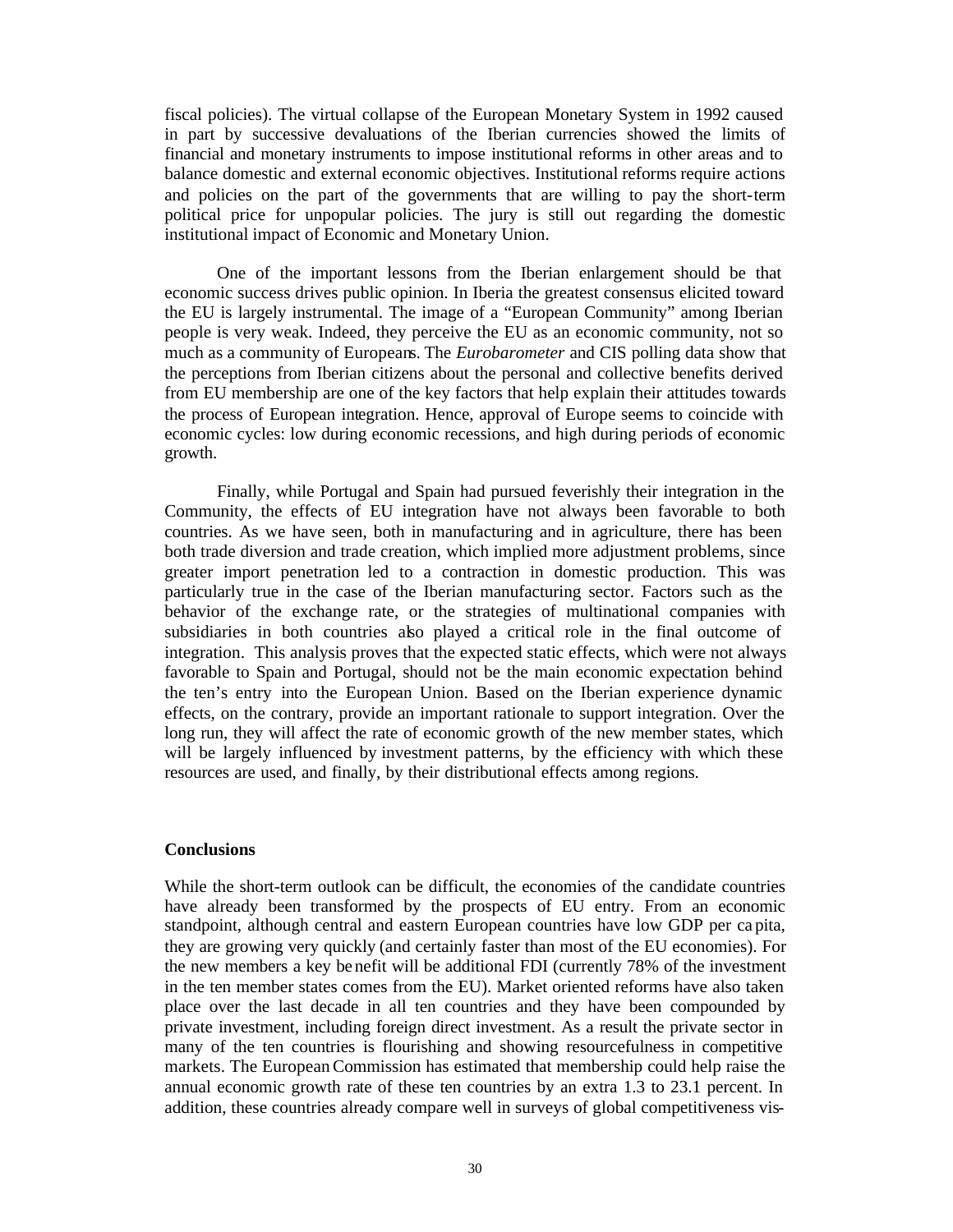fiscal policies). The virtual collapse of the European Monetary System in 1992 caused in part by successive devaluations of the Iberian currencies showed the limits of financial and monetary instruments to impose institutional reforms in other areas and to balance domestic and external economic objectives. Institutional reforms require actions and policies on the part of the governments that are willing to pay the short-term political price for unpopular policies. The jury is still out regarding the domestic institutional impact of Economic and Monetary Union.

One of the important lessons from the Iberian enlargement should be that economic success drives public opinion. In Iberia the greatest consensus elicited toward the EU is largely instrumental. The image of a "European Community" among Iberian people is very weak. Indeed, they perceive the EU as an economic community, not so much as a community of Europeans. The *Eurobarometer* and CIS polling data show that the perceptions from Iberian citizens about the personal and collective benefits derived from EU membership are one of the key factors that help explain their attitudes towards the process of European integration. Hence, approval of Europe seems to coincide with economic cycles: low during economic recessions, and high during periods of economic growth.

Finally, while Portugal and Spain had pursued feverishly their integration in the Community, the effects of EU integration have not always been favorable to both countries. As we have seen, both in manufacturing and in agriculture, there has been both trade diversion and trade creation, which implied more adjustment problems, since greater import penetration led to a contraction in domestic production. This was particularly true in the case of the Iberian manufacturing sector. Factors such as the behavior of the exchange rate, or the strategies of multinational companies with subsidiaries in both countries also played a critical role in the final outcome of integration. This analysis proves that the expected static effects, which were not always favorable to Spain and Portugal, should not be the main economic expectation behind the ten's entry into the European Union. Based on the Iberian experience dynamic effects, on the contrary, provide an important rationale to support integration. Over the long run, they will affect the rate of economic growth of the new member states, which will be largely influenced by investment patterns, by the efficiency with which these resources are used, and finally, by their distributional effects among regions.

## Conclusions

While the short-term outlook can be difficult, the economies of the candidate countries have already been transformed by the prospects of EU entry. From an economic standpoint, although central and eastern European countries have low GDP per capita, they are growing very quickly (and certainly faster than most of the EU economies). For the new members a key benefit will be additional FDI (currently 78% of the investment in the ten member states comes from the EU). Market oriented reforms have also taken place over the last decade in all ten countries and they have been compounded by private investment, including foreign direct investment. As a result the private sector in many of the ten countries is flourishing and showing resourcefulness in competitive markets. The European Commission has estimated that membership could help raise the annual economic growth rate of these ten countries by an extra 1.3 to 23.1 percent. In addition, these countries already compare well in surveys of global competitiveness vis-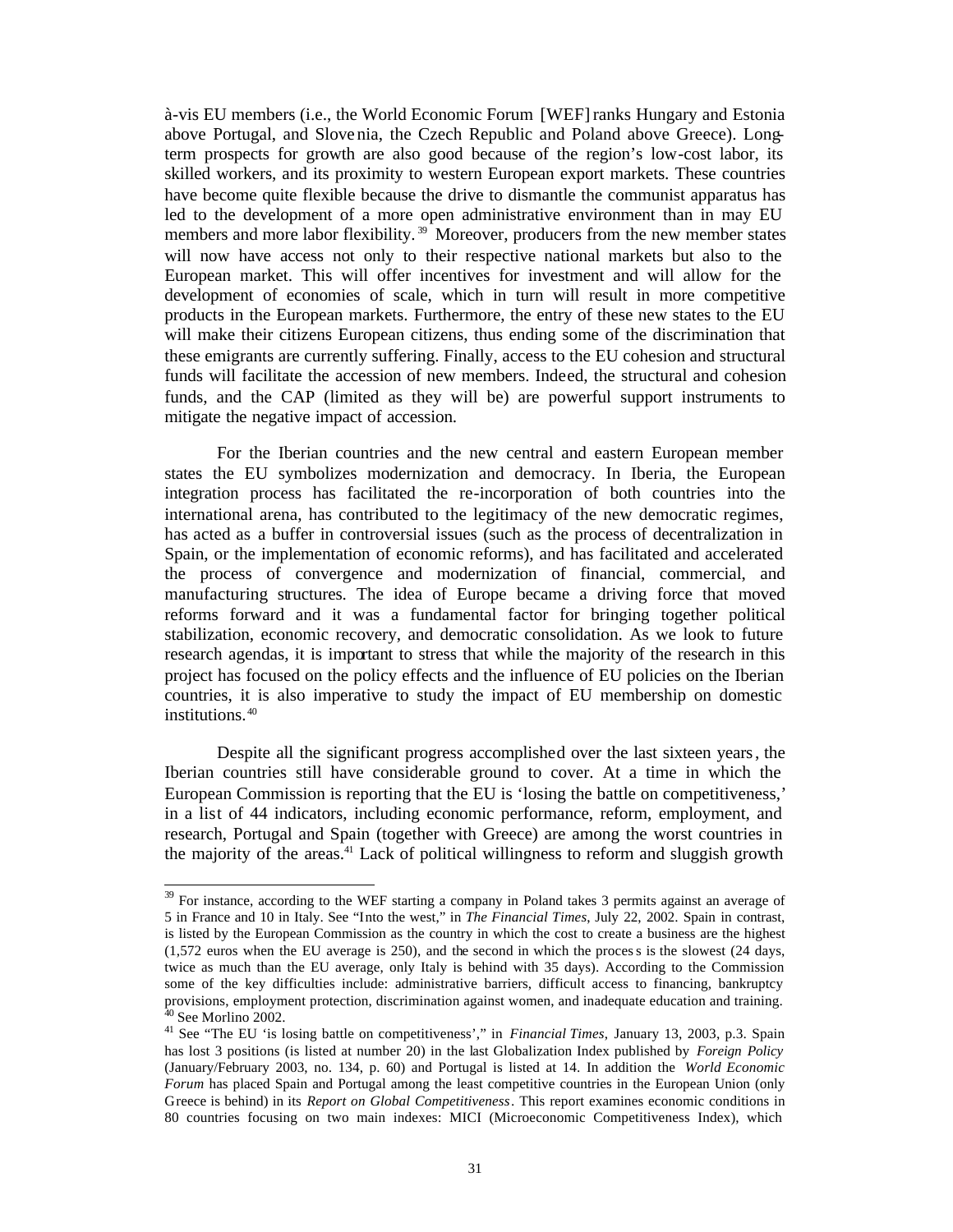à-vis EU members (i.e., the World Economic Forum [WEF] ranks Hungary and Estonia above Portugal, and Slovenia, the Czech Republic and Poland above Greece). Long-term prospects for growth are also good because of the region's low-cost labor, its skilled workers, and its proximity to western European export markets. These countries have become quite flexible because the drive to dismantle the communist apparatus has led to the development of a more open administrative environment than in may EU members and more labor flexibility.[39] Moreover, producers from the new member states will now have access not only to their respective national markets but also to the European market. This will offer incentives for investment and will allow for the development of economies of scale, which in turn will result in more competitive products in the European markets. Furthermore, the entry of these new states to the EU will make their citizens European citizens, thus ending some of the discrimination that these emigrants are currently suffering. Finally, access to the EU cohesion and structural funds will facilitate the accession of new members. Indeed, the structural and cohesion funds, and the CAP (limited as they will be) are powerful support instruments to mitigate the negative impact of accession.

For the Iberian countries and the new central and eastern European member states the EU symbolizes modernization and democracy. In Iberia, the European integration process has facilitated the re-incorporation of both countries into the international arena, has contributed to the legitimacy of the new democratic regimes, has acted as a buffer in controversial issues (such as the process of decentralization in Spain, or the implementation of economic reforms), and has facilitated and accelerated the process of convergence and modernization of financial, commercial, and manufacturing structures. The idea of Europe became a driving force that moved reforms forward and it was a fundamental factor for bringing together political stabilization, economic recovery, and democratic consolidation. As we look to future research agendas, it is important to stress that while the majority of the research in this project has focused on the policy effects and the influence of EU policies on the Iberian countries, it is also imperative to study the impact of EU membership on domestic institutions.[40]

Despite all the significant progress accomplished over the last sixteen years, the Iberian countries still have considerable ground to cover. At a time in which the European Commission is reporting that the EU is 'losing the battle on competitiveness,' in a list of 44 indicators, including economic performance, reform, employment, and research, Portugal and Spain (together with Greece) are among the worst countries in the majority of the areas.[41] Lack of political willingness to reform and sluggish growth

---

[39] For instance, according to the WEF starting a company in Poland takes 3 permits against an average of 5 in France and 10 in Italy. See "Into the west," in *The Financial Times*, July 22, 2002. Spain in contrast, is listed by the European Commission as the country in which the cost to create a business are the highest (1,572 euros when the EU average is 250), and the second in which the process is the slowest (24 days, twice as much than the EU average, only Italy is behind with 35 days). According to the Commission some of the key difficulties include: administrative barriers, difficult access to financing, bankruptcy provisions, employment protection, discrimination against women, and inadequate education and training.

[40] See Morlino 2002.

[41] See "The EU 'is losing battle on competitiveness'," in *Financial Times*, January 13, 2003, p.3. Spain has lost 3 positions (is listed at number 20) in the last Globalization Index published by *Foreign Policy* (January/February 2003, no. 134, p. 60) and Portugal is listed at 14. In addition the *World Economic Forum* has placed Spain and Portugal among the least competitive countries in the European Union (only Greece is behind) in its *Report on Global Competitiveness*. This report examines economic conditions in 80 countries focusing on two main indexes: MICI (Microeconomic Competitiveness Index), which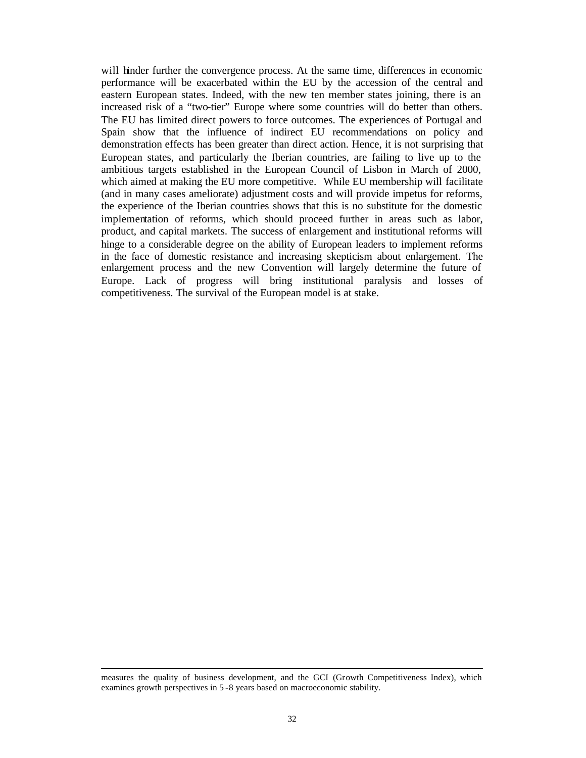will hinder further the convergence process. At the same time, differences in economic performance will be exacerbated within the EU by the accession of the central and eastern European states. Indeed, with the new ten member states joining, there is an increased risk of a "two-tier" Europe where some countries will do better than others. The EU has limited direct powers to force outcomes. The experiences of Portugal and Spain show that the influence of indirect EU recommendations on policy and demonstration effects has been greater than direct action. Hence, it is not surprising that European states, and particularly the Iberian countries, are failing to live up to the ambitious targets established in the European Council of Lisbon in March of 2000, which aimed at making the EU more competitive. While EU membership will facilitate (and in many cases ameliorate) adjustment costs and will provide impetus for reforms, the experience of the Iberian countries shows that this is no substitute for the domestic implementation of reforms, which should proceed further in areas such as labor, product, and capital markets. The success of enlargement and institutional reforms will hinge to a considerable degree on the ability of European leaders to implement reforms in the face of domestic resistance and increasing skepticism about enlargement. The enlargement process and the new Convention will largely determine the future of Europe. Lack of progress will bring institutional paralysis and losses of competitiveness. The survival of the European model is at stake.

---

measures the quality of business development, and the GCI (Growth Competitiveness Index), which examines growth perspectives in 5-8 years based on macroeconomic stability.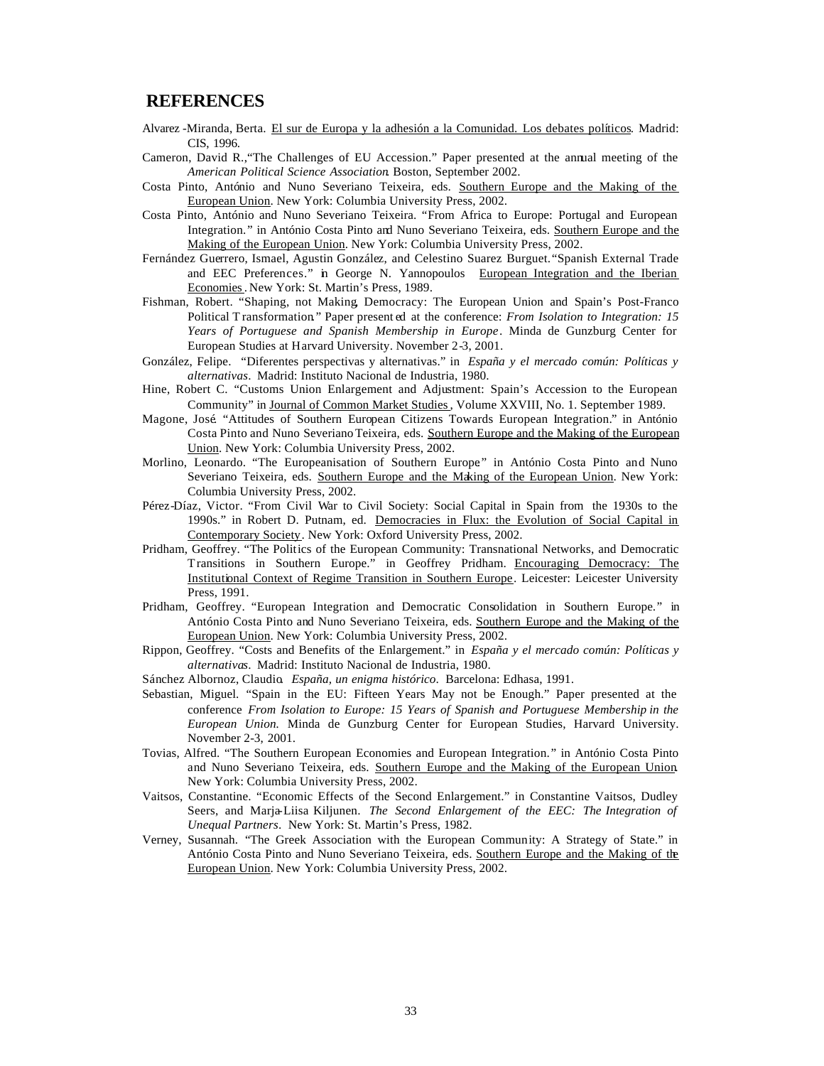## REFERENCES

Alvarez -Miranda, Berta. El sur de Europa y la adhesión a la Comunidad. Los debates políticos. Madrid: CIS, 1996.

Cameron, David R.,"The Challenges of EU Accession." Paper presented at the annual meeting of the *American Political Science Association*. Boston, September 2002.

Costa Pinto, António and Nuno Severiano Teixeira, eds. Southern Europe and the Making of the European Union. New York: Columbia University Press, 2002.

Costa Pinto, António and Nuno Severiano Teixeira. "From Africa to Europe: Portugal and European Integration." in António Costa Pinto and Nuno Severiano Teixeira, eds. Southern Europe and the Making of the European Union. New York: Columbia University Press, 2002.

Fernández Guerrero, Ismael, Agustin González, and Celestino Suarez Burguet. "Spanish External Trade and EEC Preferences." in George N. Yannopoulos European Integration and the Iberian Economies. New York: St. Martin's Press, 1989.

Fishman, Robert. "Shaping, not Making, Democracy: The European Union and Spain's Post-Franco Political Transformation." Paper presented at the conference: *From Isolation to Integration: 15 Years of Portuguese and Spanish Membership in Europe*. Minda de Gunzburg Center for European Studies at Harvard University. November 2-3, 2001.

González, Felipe. "Diferentes perspectivas y alternativas." in *España y el mercado común: Políticas y alternativas*. Madrid: Instituto Nacional de Industria, 1980.

Hine, Robert C. "Customs Union Enlargement and Adjustment: Spain's Accession to the European Community" in Journal of Common Market Studies, Volume XXVIII, No. 1. September 1989.

Magone, José. "Attitudes of Southern European Citizens Towards European Integration." in António Costa Pinto and Nuno Severiano Teixeira, eds. Southern Europe and the Making of the European Union. New York: Columbia University Press, 2002.

Morlino, Leonardo. "The Europeanisation of Southern Europe" in António Costa Pinto and Nuno Severiano Teixeira, eds. Southern Europe and the Making of the European Union. New York: Columbia University Press, 2002.

Pérez-Díaz, Victor. "From Civil War to Civil Society: Social Capital in Spain from the 1930s to the 1990s." in Robert D. Putnam, ed. Democracies in Flux: the Evolution of Social Capital in Contemporary Society. New York: Oxford University Press, 2002.

Pridham, Geoffrey. "The Politics of the European Community: Transnational Networks, and Democratic Transitions in Southern Europe." in Geoffrey Pridham. Encouraging Democracy: The Institutional Context of Regime Transition in Southern Europe. Leicester: Leicester University Press, 1991.

Pridham, Geoffrey. "European Integration and Democratic Consolidation in Southern Europe." in António Costa Pinto and Nuno Severiano Teixeira, eds. Southern Europe and the Making of the European Union. New York: Columbia University Press, 2002.

Rippon, Geoffrey. "Costs and Benefits of the Enlargement." in *España y el mercado común: Políticas y alternativas*. Madrid: Instituto Nacional de Industria, 1980.

Sánchez Albornoz, Claudio. *España, un enigma histórico*. Barcelona: Edhasa, 1991.

Sebastian, Miguel. "Spain in the EU: Fifteen Years May not be Enough." Paper presented at the conference *From Isolation to Europe: 15 Years of Spanish and Portuguese Membership in the European Union.* Minda de Gunzburg Center for European Studies, Harvard University. November 2-3, 2001.

Tovias, Alfred. "The Southern European Economies and European Integration." in António Costa Pinto and Nuno Severiano Teixeira, eds. Southern Europe and the Making of the European Union. New York: Columbia University Press, 2002.

Vaitsos, Constantine. "Economic Effects of the Second Enlargement." in Constantine Vaitsos, Dudley Seers, and Marja-Liisa Kiljunen. *The Second Enlargement of the EEC: The Integration of Unequal Partners*. New York: St. Martin's Press, 1982.

Verney, Susannah. "The Greek Association with the European Community: A Strategy of State." in António Costa Pinto and Nuno Severiano Teixeira, eds. Southern Europe and the Making of the European Union. New York: Columbia University Press, 2002.